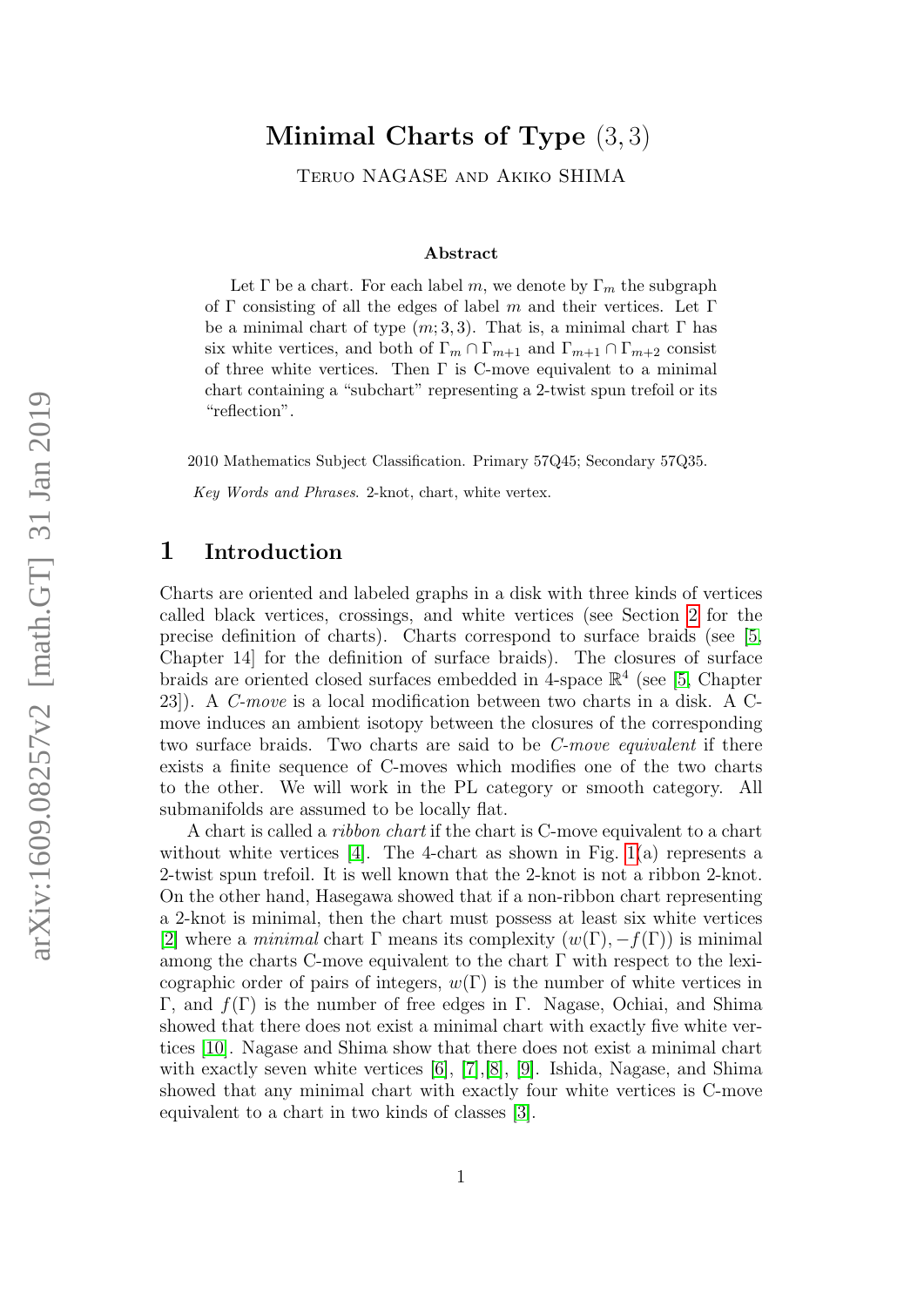# Minimal Charts of Type $(3, 3)$

Teruo NAGASE and Akiko SHIMA

**Abstract**

Let $\Gamma$ be a chart. For each label $m$, we denote by $\Gamma_m$ the subgraph of $\Gamma$ consisting of all the edges of label $m$ and their vertices. Let $\Gamma$ be a minimal chart of type $(m; 3, 3)$. That is, a minimal chart $\Gamma$ has six white vertices, and both of $\Gamma_m \cap \Gamma_{m+1}$ and $\Gamma_{m+1} \cap \Gamma_{m+2}$ consist of three white vertices. Then $\Gamma$ is C-move equivalent to a minimal chart containing a "subchart" representing a 2-twist spun trefoil or its "reflection".

2010 Mathematics Subject Classification. Primary 57Q45; Secondary 57Q35.

*Key Words and Phrases*. 2-knot, chart, white vertex.

## 1 Introduction

Charts are oriented and labeled graphs in a disk with three kinds of vertices called black vertices, crossings, and white vertices (see Section 2 for the precise definition of charts). Charts correspond to surface braids (see [5, Chapter 14] for the definition of surface braids). The closures of surface braids are oriented closed surfaces embedded in 4-space $\mathbb{R}^4$ (see [5, Chapter 23]). A *C-move* is a local modification between two charts in a disk. A C-move induces an ambient isotopy between the closures of the corresponding two surface braids. Two charts are said to be *C-move equivalent* if there exists a finite sequence of C-moves which modifies one of the two charts to the other. We will work in the PL category or smooth category. All submanifolds are assumed to be locally flat.

A chart is called a *ribbon chart* if the chart is C-move equivalent to a chart without white vertices [4]. The 4-chart as shown in Fig. 1(a) represents a 2-twist spun trefoil. It is well known that the 2-knot is not a ribbon 2-knot. On the other hand, Hasegawa showed that if a non-ribbon chart representing a 2-knot is minimal, then the chart must possess at least six white vertices [2] where a *minimal* chart $\Gamma$ means its complexity $(w(\Gamma), -f(\Gamma))$ is minimal among the charts C-move equivalent to the chart $\Gamma$ with respect to the lexicographic order of pairs of integers, $w(\Gamma)$ is the number of white vertices in $\Gamma$, and $f(\Gamma)$ is the number of free edges in $\Gamma$. Nagase, Ochiai, and Shima showed that there does not exist a minimal chart with exactly five white vertices [10]. Nagase and Shima show that there does not exist a minimal chart with exactly seven white vertices [6], [7],[8], [9]. Ishida, Nagase, and Shima showed that any minimal chart with exactly four white vertices is C-move equivalent to a chart in two kinds of classes [3].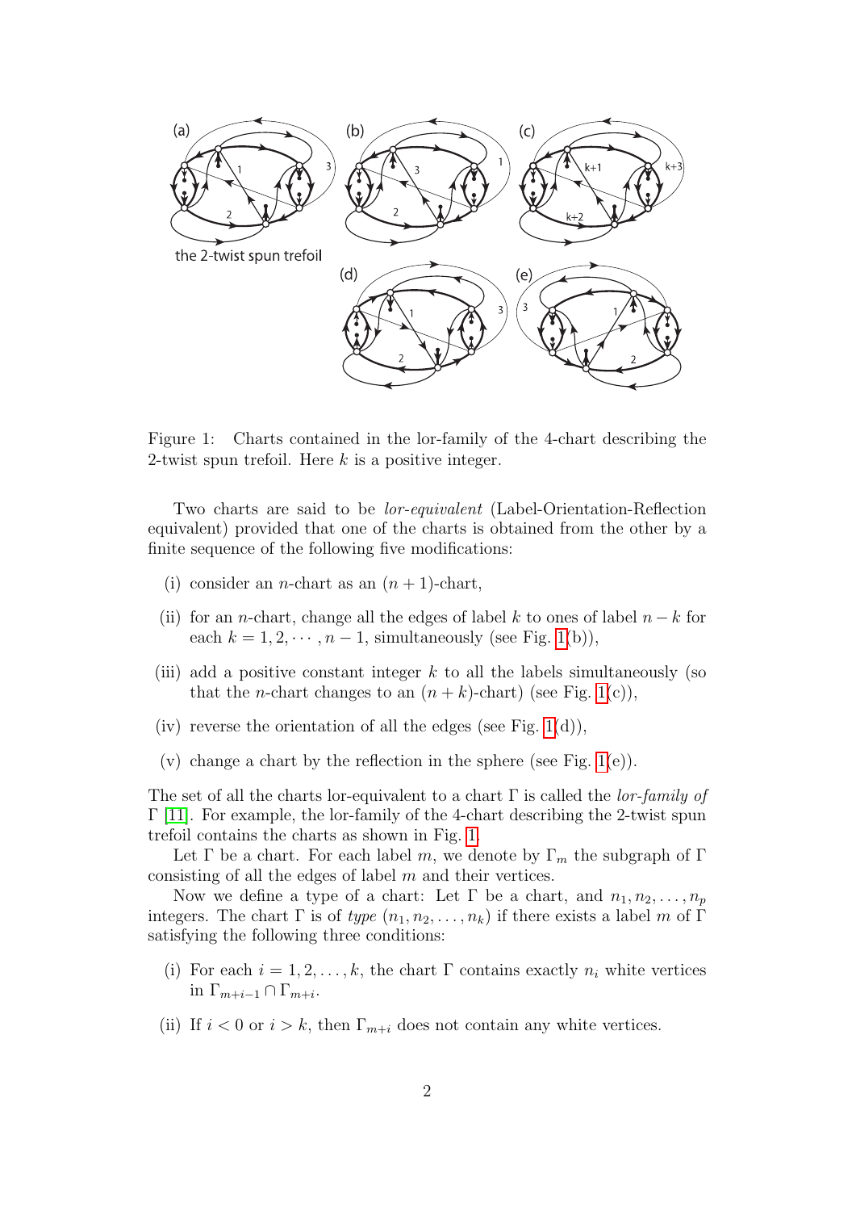Figure 1: Charts contained in the lor-family of the 4-chart describing the 2-twist spun trefoil. Here $k$ is a positive integer.

Two charts are said to be *lor-equivalent* (Label-Orientation-Reflection equivalent) provided that one of the charts is obtained from the other by a finite sequence of the following five modifications:

(i) consider an $n$-chart as an $(n+1)$-chart,

(ii) for an $n$-chart, change all the edges of label $k$ to ones of label $n-k$ for each $k = 1, 2, \cdots, n-1$, simultaneously (see Fig. 1(b)),

(iii) add a positive constant integer $k$ to all the labels simultaneously (so that the $n$-chart changes to an $(n+k)$-chart) (see Fig. 1(c)),

(iv) reverse the orientation of all the edges (see Fig. 1(d)),

(v) change a chart by the reflection in the sphere (see Fig. 1(e)).

The set of all the charts lor-equivalent to a chart $\Gamma$ is called the *lor-family of* $\Gamma$ [11]. For example, the lor-family of the 4-chart describing the 2-twist spun trefoil contains the charts as shown in Fig. 1.

Let $\Gamma$ be a chart. For each label $m$, we denote by $\Gamma_m$ the subgraph of $\Gamma$ consisting of all the edges of label $m$ and their vertices.

Now we define a type of a chart: Let $\Gamma$ be a chart, and $n_1, n_2, \ldots, n_p$ integers. The chart $\Gamma$ is of *type* $(n_1, n_2, \ldots, n_k)$ if there exists a label $m$ of $\Gamma$ satisfying the following three conditions:

(i) For each $i = 1, 2, \ldots, k$, the chart $\Gamma$ contains exactly $n_i$ white vertices in $\Gamma_{m+i-1} \cap \Gamma_{m+i}$.

(ii) If $i < 0$ or $i > k$, then $\Gamma_{m+i}$ does not contain any white vertices.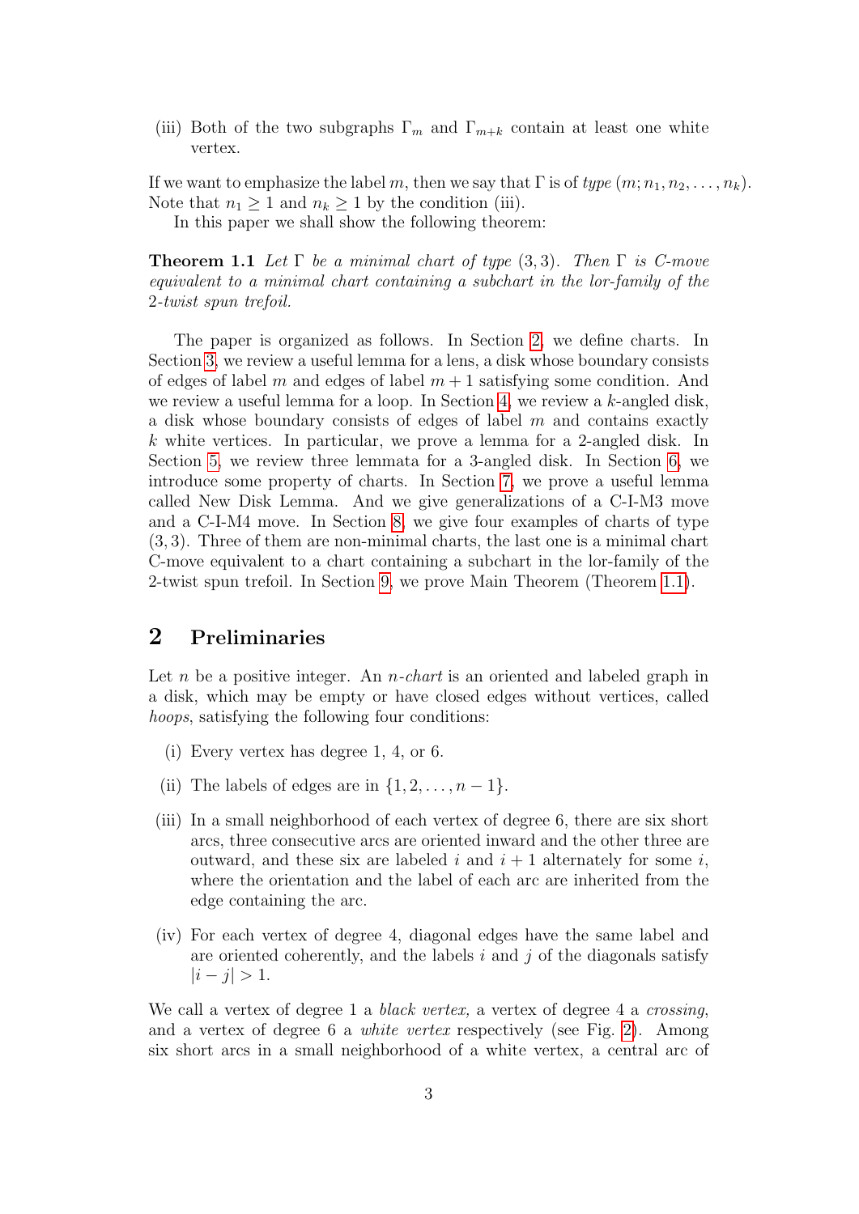(iii) Both of the two subgraphs $\Gamma_m$ and $\Gamma_{m+k}$ contain at least one white vertex.

If we want to emphasize the label $m$, then we say that $\Gamma$ is of *type* $(m; n_1, n_2, \ldots, n_k)$. Note that $n_1 \geq 1$ and $n_k \geq 1$ by the condition (iii).

In this paper we shall show the following theorem:

**Theorem 1.1** *Let $\Gamma$ be a minimal chart of type $(3,3)$. Then $\Gamma$ is C-move equivalent to a minimal chart containing a subchart in the lor-family of the 2-twist spun trefoil.*

The paper is organized as follows. In Section 2, we define charts. In Section 3, we review a useful lemma for a lens, a disk whose boundary consists of edges of label $m$ and edges of label $m+1$ satisfying some condition. And we review a useful lemma for a loop. In Section 4, we review a $k$-angled disk, a disk whose boundary consists of edges of label $m$ and contains exactly $k$ white vertices. In particular, we prove a lemma for a 2-angled disk. In Section 5, we review three lemmata for a 3-angled disk. In Section 6, we introduce some property of charts. In Section 7, we prove a useful lemma called New Disk Lemma. And we give generalizations of a C-I-M3 move and a C-I-M4 move. In Section 8, we give four examples of charts of type $(3,3)$. Three of them are non-minimal charts, the last one is a minimal chart C-move equivalent to a chart containing a subchart in the lor-family of the 2-twist spun trefoil. In Section 9, we prove Main Theorem (Theorem 1.1).

## 2 Preliminaries

Let $n$ be a positive integer. An *$n$-chart* is an oriented and labeled graph in a disk, which may be empty or have closed edges without vertices, called *hoops*, satisfying the following four conditions:

(i) Every vertex has degree 1, 4, or 6.

(ii) The labels of edges are in $\{1, 2, \ldots, n-1\}$.

(iii) In a small neighborhood of each vertex of degree 6, there are six short arcs, three consecutive arcs are oriented inward and the other three are outward, and these six are labeled $i$ and $i+1$ alternately for some $i$, where the orientation and the label of each arc are inherited from the edge containing the arc.

(iv) For each vertex of degree 4, diagonal edges have the same label and are oriented coherently, and the labels $i$ and $j$ of the diagonals satisfy $|i - j| > 1$.

We call a vertex of degree 1 a *black vertex,* a vertex of degree 4 a *crossing*, and a vertex of degree 6 a *white vertex* respectively (see Fig. 2). Among six short arcs in a small neighborhood of a white vertex, a central arc of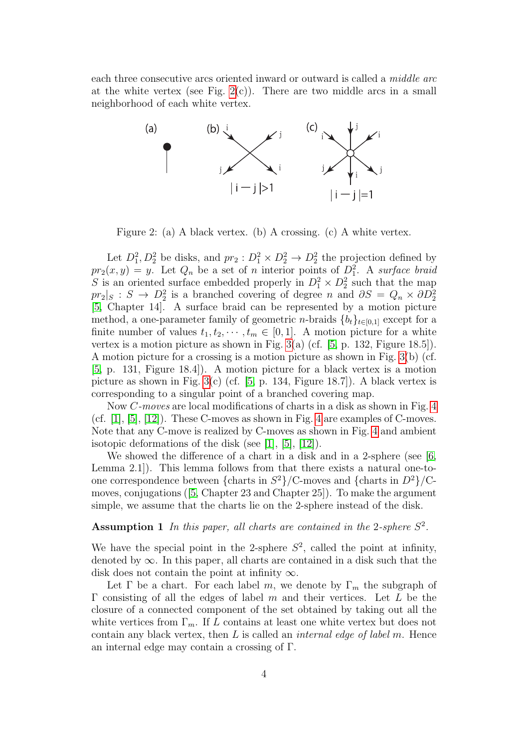each three consecutive arcs oriented inward or outward is called a *middle arc* at the white vertex (see Fig. 2(c)). There are two middle arcs in a small neighborhood of each white vertex.

Figure 2: (a) A black vertex. (b) A crossing. (c) A white vertex.

Let $D_1^2, D_2^2$ be disks, and $pr_2 : D_1^2 \times D_2^2 \to D_2^2$ the projection defined by $pr_2(x, y) = y$. Let $Q_n$ be a set of $n$ interior points of $D_1^2$. A *surface braid* $S$ is an oriented surface embedded properly in $D_1^2 \times D_2^2$ such that the map $pr_2|_S : S \to D_2^2$ is a branched covering of degree $n$ and $\partial S = Q_n \times \partial D_2^2$ [5, Chapter 14]. A surface braid can be represented by a motion picture method, a one-parameter family of geometric $n$-braids $\{b_t\}_{t\in[0,1]}$ except for a finite number of values $t_1, t_2, \cdots, t_m \in [0, 1]$. A motion picture for a white vertex is a motion picture as shown in Fig. 3(a) (cf. [5, p. 132, Figure 18.5]). A motion picture for a crossing is a motion picture as shown in Fig. 3(b) (cf. [5, p. 131, Figure 18.4]). A motion picture for a black vertex is a motion picture as shown in Fig. 3(c) (cf. [5, p. 134, Figure 18.7]). A black vertex is corresponding to a singular point of a branched covering map.

Now *C-moves* are local modifications of charts in a disk as shown in Fig. 4 (cf. [1], [5], [12]). These C-moves as shown in Fig. 4 are examples of C-moves. Note that any C-move is realized by C-moves as shown in Fig. 4 and ambient isotopic deformations of the disk (see [1], [5], [12]).

We showed the difference of a chart in a disk and in a 2-sphere (see [6, Lemma 2.1]). This lemma follows from that there exists a natural one-to-one correspondence between {charts in $S^2$}/C-moves and {charts in $D^2$}/C-moves, conjugations ([5, Chapter 23 and Chapter 25]). To make the argument simple, we assume that the charts lie on the 2-sphere instead of the disk.

**Assumption 1** *In this paper, all charts are contained in the 2-sphere $S^2$.*

We have the special point in the 2-sphere $S^2$, called the point at infinity, denoted by $\infty$. In this paper, all charts are contained in a disk such that the disk does not contain the point at infinity $\infty$.

Let $\Gamma$ be a chart. For each label $m$, we denote by $\Gamma_m$ the subgraph of $\Gamma$ consisting of all the edges of label $m$ and their vertices. Let $L$ be the closure of a connected component of the set obtained by taking out all the white vertices from $\Gamma_m$. If $L$ contains at least one white vertex but does not contain any black vertex, then $L$ is called an *internal edge of label m*. Hence an internal edge may contain a crossing of $\Gamma$.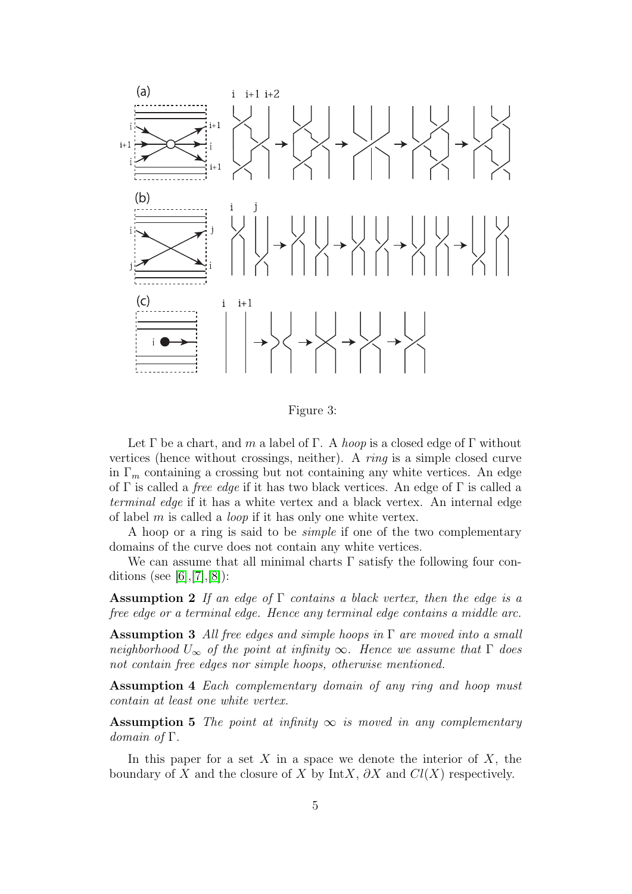Figure 3:

Let $\Gamma$ be a chart, and $m$ a label of $\Gamma$. A *hoop* is a closed edge of $\Gamma$ without vertices (hence without crossings, neither). A *ring* is a simple closed curve in $\Gamma_m$ containing a crossing but not containing any white vertices. An edge of $\Gamma$ is called a *free edge* if it has two black vertices. An edge of $\Gamma$ is called a *terminal edge* if it has a white vertex and a black vertex. An internal edge of label $m$ is called a *loop* if it has only one white vertex.

A hoop or a ring is said to be *simple* if one of the two complementary domains of the curve does not contain any white vertices.

We can assume that all minimal charts $\Gamma$ satisfy the following four conditions (see [6],[7],[8]):

**Assumption 2** *If an edge of $\Gamma$ contains a black vertex, then the edge is a free edge or a terminal edge. Hence any terminal edge contains a middle arc.*

**Assumption 3** *All free edges and simple hoops in $\Gamma$ are moved into a small neighborhood $U_\infty$ of the point at infinity $\infty$. Hence we assume that $\Gamma$ does not contain free edges nor simple hoops, otherwise mentioned.*

**Assumption 4** *Each complementary domain of any ring and hoop must contain at least one white vertex.*

**Assumption 5** *The point at infinity $\infty$ is moved in any complementary domain of $\Gamma$.*

In this paper for a set $X$ in a space we denote the interior of $X$, the boundary of $X$ and the closure of $X$ by $\text{Int}X$, $\partial X$ and $Cl(X)$ respectively.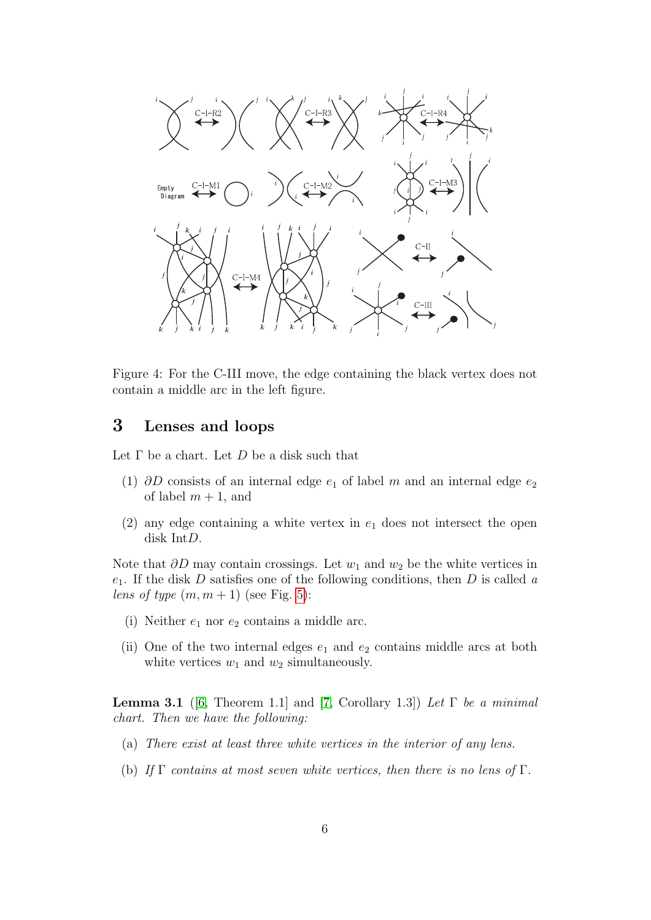Figure 4: For the C-III move, the edge containing the black vertex does not contain a middle arc in the left figure.

## 3 Lenses and loops

Let $\Gamma$ be a chart. Let $D$ be a disk such that

(1) $\partial D$ consists of an internal edge $e_1$ of label $m$ and an internal edge $e_2$ of label $m+1$, and

(2) any edge containing a white vertex in $e_1$ does not intersect the open disk Int$D$.

Note that $\partial D$ may contain crossings. Let $w_1$ and $w_2$ be the white vertices in $e_1$. If the disk $D$ satisfies one of the following conditions, then $D$ is called *a lens of type* $(m, m+1)$ (see Fig. 5):

(i) Neither $e_1$ nor $e_2$ contains a middle arc.

(ii) One of the two internal edges $e_1$ and $e_2$ contains middle arcs at both white vertices $w_1$ and $w_2$ simultaneously.

**Lemma 3.1** ([6, Theorem 1.1] and [7, Corollary 1.3]) *Let $\Gamma$ be a minimal chart. Then we have the following:*

(a) *There exist at least three white vertices in the interior of any lens.*

(b) *If $\Gamma$ contains at most seven white vertices, then there is no lens of $\Gamma$.*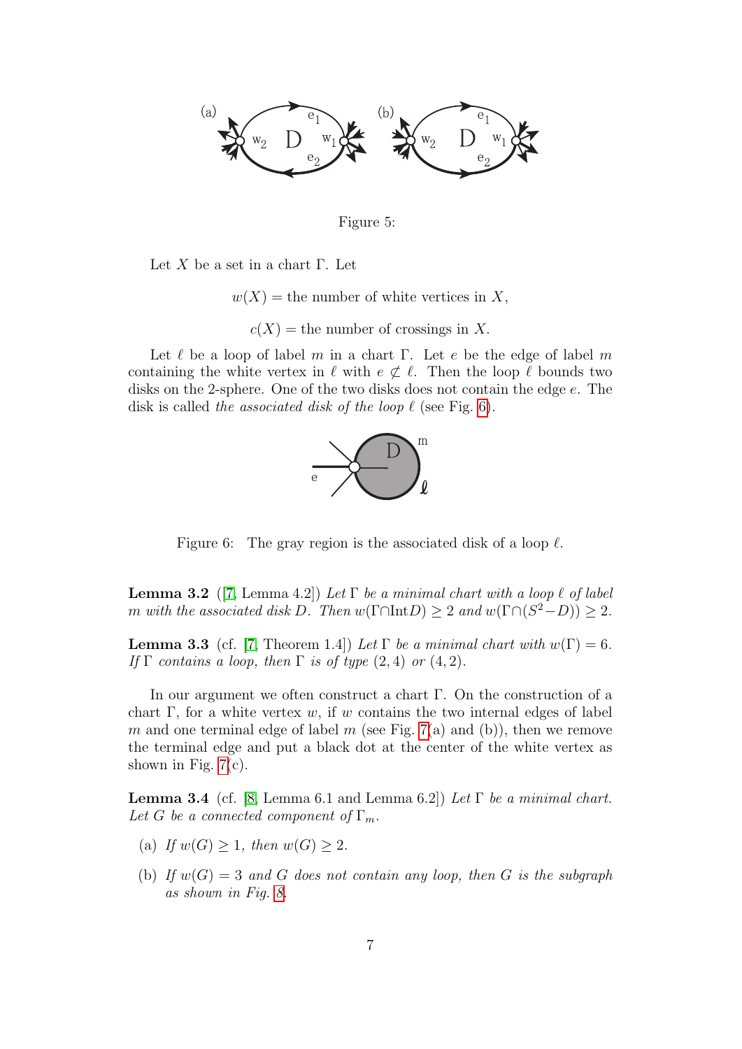Figure 5:

Let $X$ be a set in a chart $\Gamma$. Let

$$w(X) = \text{the number of white vertices in } X,$$

$$c(X) = \text{the number of crossings in } X.$$

Let $\ell$ be a loop of label $m$ in a chart $\Gamma$. Let $e$ be the edge of label $m$ containing the white vertex in $\ell$ with $e \not\subset \ell$. Then the loop $\ell$ bounds two disks on the 2-sphere. One of the two disks does not contain the edge $e$. The disk is called *the associated disk of the loop* $\ell$ (see Fig. 6).

Figure 6: The gray region is the associated disk of a loop $\ell$.

**Lemma 3.2** ([7, Lemma 4.2]) *Let $\Gamma$ be a minimal chart with a loop $\ell$ of label $m$ with the associated disk $D$. Then $w(\Gamma \cap \text{Int}D) \geq 2$ and $w(\Gamma \cap (S^2 - D)) \geq 2$.*

**Lemma 3.3** (cf. [7, Theorem 1.4]) *Let $\Gamma$ be a minimal chart with $w(\Gamma) = 6$. If $\Gamma$ contains a loop, then $\Gamma$ is of type $(2, 4)$ or $(4, 2)$.*

In our argument we often construct a chart $\Gamma$. On the construction of a chart $\Gamma$, for a white vertex $w$, if $w$ contains the two internal edges of label $m$ and one terminal edge of label $m$ (see Fig. 7(a) and (b)), then we remove the terminal edge and put a black dot at the center of the white vertex as shown in Fig. 7(c).

**Lemma 3.4** (cf. [8, Lemma 6.1 and Lemma 6.2]) *Let $\Gamma$ be a minimal chart. Let $G$ be a connected component of $\Gamma_m$.*

- (a) *If $w(G) \geq 1$, then $w(G) \geq 2$.*
- (b) *If $w(G) = 3$ and $G$ does not contain any loop, then $G$ is the subgraph as shown in Fig. 8.*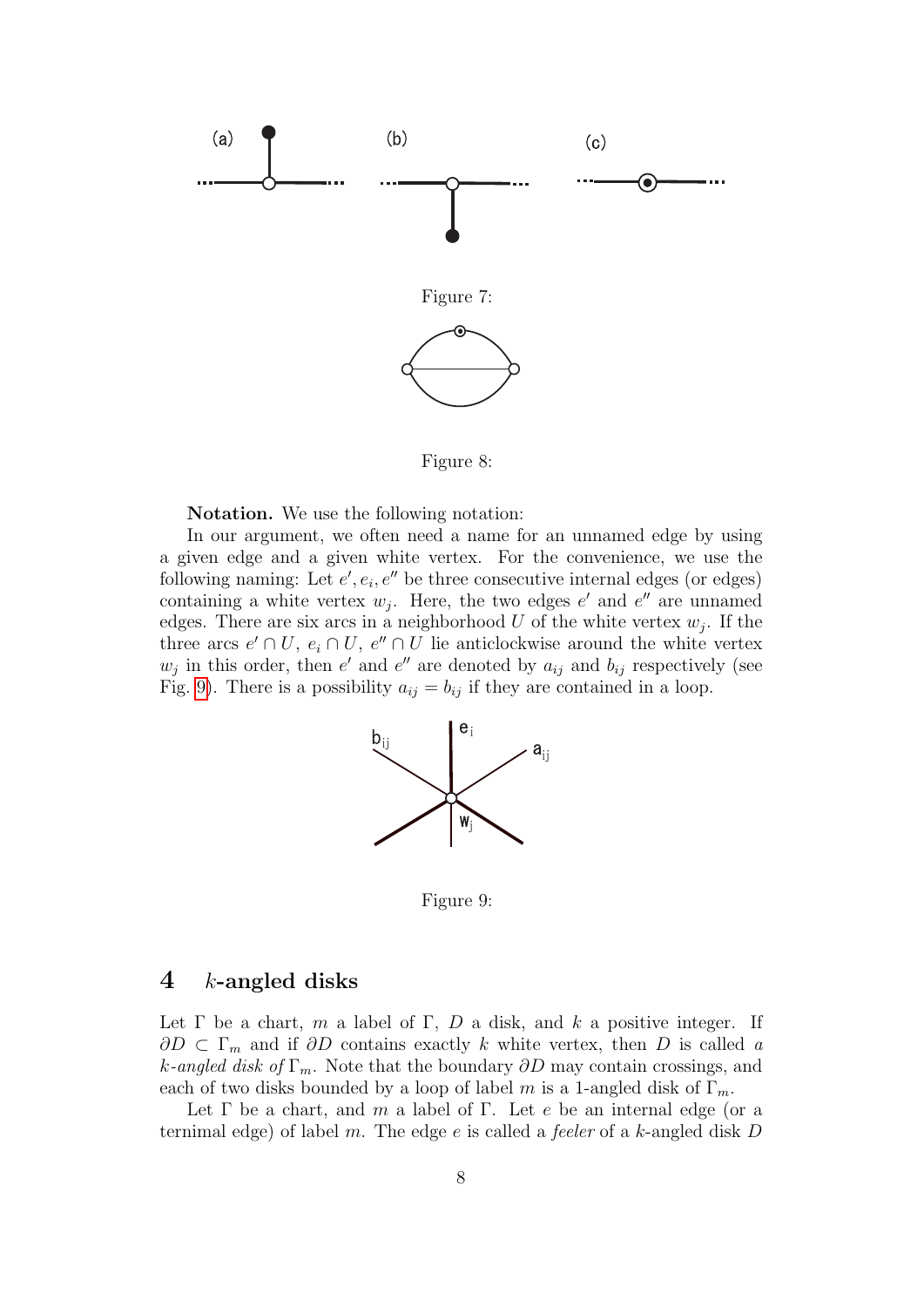Figure 7:

Figure 8:

**Notation.** We use the following notation:

In our argument, we often need a name for an unnamed edge by using a given edge and a given white vertex. For the convenience, we use the following naming: Let $e', e_i, e''$ be three consecutive internal edges (or edges) containing a white vertex $w_j$. Here, the two edges $e'$ and $e''$ are unnamed edges. There are six arcs in a neighborhood $U$ of the white vertex $w_j$. If the three arcs $e' \cap U$, $e_i \cap U$, $e'' \cap U$ lie anticlockwise around the white vertex $w_j$ in this order, then $e'$ and $e''$ are denoted by $a_{ij}$ and $b_{ij}$ respectively (see Fig. 9). There is a possibility $a_{ij} = b_{ij}$ if they are contained in a loop.

Figure 9:

## 4 $k$-angled disks

Let $\Gamma$ be a chart, $m$ a label of $\Gamma$, $D$ a disk, and $k$ a positive integer. If $\partial D \subset \Gamma_m$ and if $\partial D$ contains exactly $k$ white vertex, then $D$ is called *a $k$-angled disk of* $\Gamma_m$. Note that the boundary $\partial D$ may contain crossings, and each of two disks bounded by a loop of label $m$ is a 1-angled disk of $\Gamma_m$.

Let $\Gamma$ be a chart, and $m$ a label of $\Gamma$. Let $e$ be an internal edge (or a ternimal edge) of label $m$. The edge $e$ is called a *feeler* of a $k$-angled disk $D$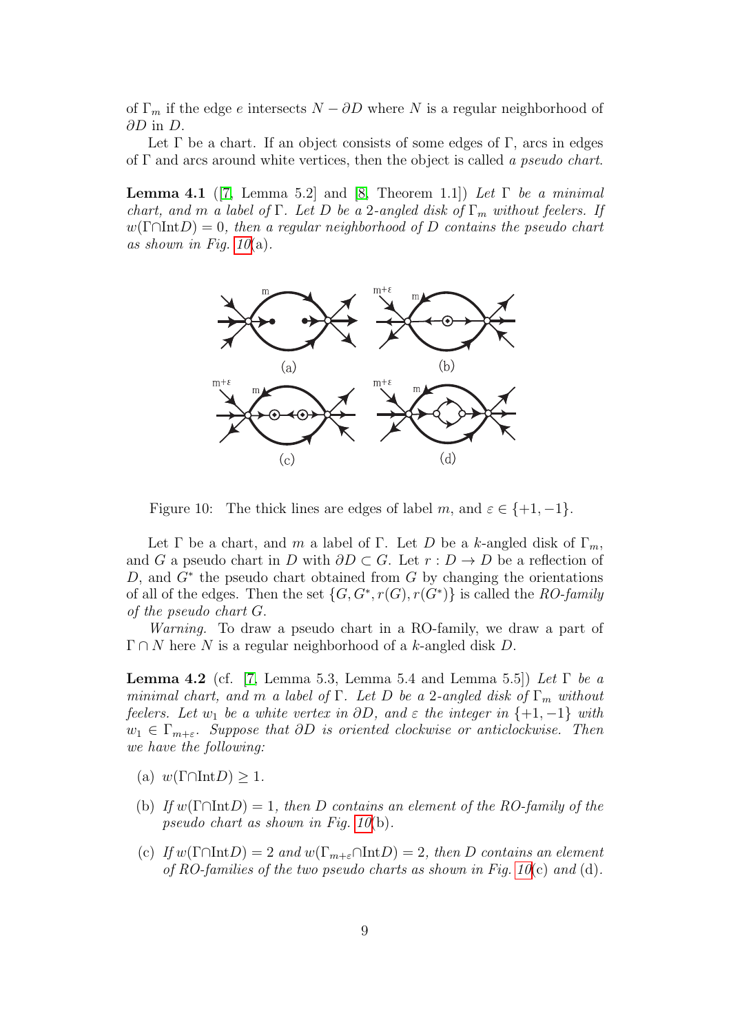of $\Gamma_m$ if the edge $e$ intersects $N - \partial D$ where $N$ is a regular neighborhood of $\partial D$ in $D$.

Let $\Gamma$ be a chart. If an object consists of some edges of $\Gamma$, arcs in edges of $\Gamma$ and arcs around white vertices, then the object is called *a pseudo chart*.

**Lemma 4.1** ([7, Lemma 5.2] and [8, Theorem 1.1]) *Let $\Gamma$ be a minimal chart, and $m$ a label of $\Gamma$. Let $D$ be a 2-angled disk of $\Gamma_m$ without feelers. If $w(\Gamma \cap \text{Int} D) = 0$, then a regular neighborhood of $D$ contains the pseudo chart as shown in Fig. 10(a).*

Figure 10: The thick lines are edges of label $m$, and $\varepsilon \in \{+1, -1\}$.

Let $\Gamma$ be a chart, and $m$ a label of $\Gamma$. Let $D$ be a $k$-angled disk of $\Gamma_m$, and $G$ a pseudo chart in $D$ with $\partial D \subset G$. Let $r : D \to D$ be a reflection of $D$, and $G^*$ the pseudo chart obtained from $G$ by changing the orientations of all of the edges. Then the set $\{G, G^*, r(G), r(G^*)\}$ is called the *RO-family of the pseudo chart $G$*.

*Warning.* To draw a pseudo chart in a RO-family, we draw a part of $\Gamma \cap N$ here $N$ is a regular neighborhood of a $k$-angled disk $D$.

**Lemma 4.2** (cf. [7, Lemma 5.3, Lemma 5.4 and Lemma 5.5]) *Let $\Gamma$ be a minimal chart, and $m$ a label of $\Gamma$. Let $D$ be a 2-angled disk of $\Gamma_m$ without feelers. Let $w_1$ be a white vertex in $\partial D$, and $\varepsilon$ the integer in $\{+1, -1\}$ with $w_1 \in \Gamma_{m+\varepsilon}$. Suppose that $\partial D$ is oriented clockwise or anticlockwise. Then we have the following:*

(a) $w(\Gamma \cap \text{Int} D) \geq 1$.

(b) *If $w(\Gamma \cap \text{Int} D) = 1$, then $D$ contains an element of the RO-family of the pseudo chart as shown in Fig. 10(b).*

(c) *If $w(\Gamma \cap \text{Int} D) = 2$ and $w(\Gamma_{m+\varepsilon} \cap \text{Int} D) = 2$, then $D$ contains an element of RO-families of the two pseudo charts as shown in Fig. 10(c) and (d).*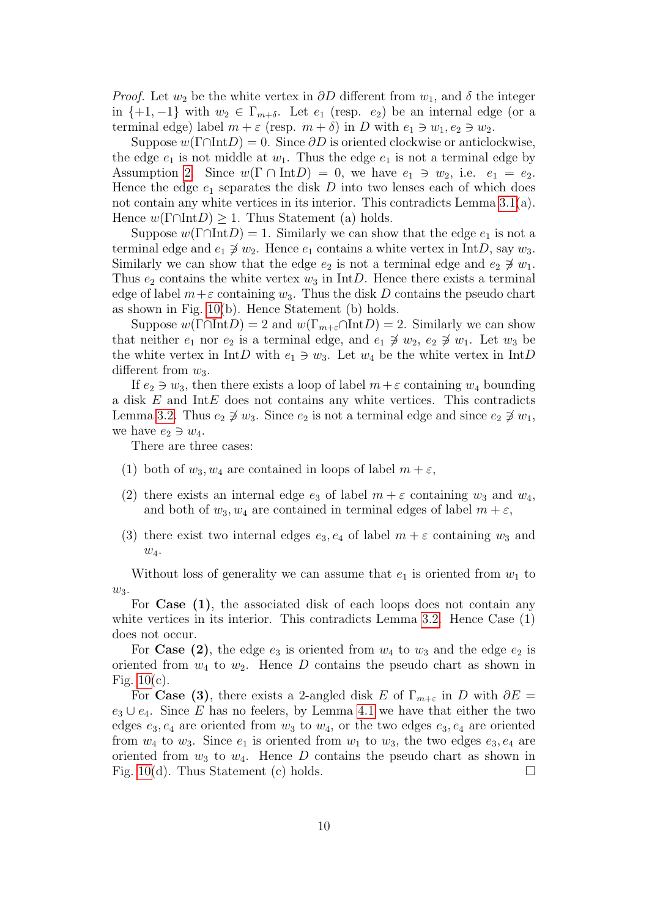*Proof.* Let $w_2$ be the white vertex in $\partial D$ different from $w_1$, and $\delta$ the integer in $\{+1, -1\}$ with $w_2 \in \Gamma_{m+\delta}$. Let $e_1$ (resp. $e_2$) be an internal edge (or a terminal edge) label $m + \varepsilon$ (resp. $m + \delta$) in $D$ with $e_1 \ni w_1, e_2 \ni w_2$.

Suppose $w(\Gamma \cap \text{Int}D) = 0$. Since $\partial D$ is oriented clockwise or anticlockwise, the edge $e_1$ is not middle at $w_1$. Thus the edge $e_1$ is not a terminal edge by Assumption 2. Since $w(\Gamma \cap \text{Int}D) = 0$, we have $e_1 \ni w_2$, i.e. $e_1 = e_2$. Hence the edge $e_1$ separates the disk $D$ into two lenses each of which does not contain any white vertices in its interior. This contradicts Lemma 3.1(a). Hence $w(\Gamma \cap \text{Int}D) \geq 1$. Thus Statement (a) holds.

Suppose $w(\Gamma \cap \text{Int}D) = 1$. Similarly we can show that the edge $e_1$ is not a terminal edge and $e_1 \not\ni w_2$. Hence $e_1$ contains a white vertex in $\text{Int}D$, say $w_3$. Similarly we can show that the edge $e_2$ is not a terminal edge and $e_2 \not\ni w_1$. Thus $e_2$ contains the white vertex $w_3$ in $\text{Int}D$. Hence there exists a terminal edge of label $m+\varepsilon$ containing $w_3$. Thus the disk $D$ contains the pseudo chart as shown in Fig. 10(b). Hence Statement (b) holds.

Suppose $w(\Gamma \cap \text{Int}D) = 2$ and $w(\Gamma_{m+\varepsilon} \cap \text{Int}D) = 2$. Similarly we can show that neither $e_1$ nor $e_2$ is a terminal edge, and $e_1 \not\ni w_2$, $e_2 \not\ni w_1$. Let $w_3$ be the white vertex in $\text{Int}D$ with $e_1 \ni w_3$. Let $w_4$ be the white vertex in $\text{Int}D$ different from $w_3$.

If $e_2 \ni w_3$, then there exists a loop of label $m+\varepsilon$ containing $w_4$ bounding a disk $E$ and $\text{Int}E$ does not contains any white vertices. This contradicts Lemma 3.2. Thus $e_2 \not\ni w_3$. Since $e_2$ is not a terminal edge and since $e_2 \not\ni w_1$, we have $e_2 \ni w_4$.

There are three cases:

(1) both of $w_3, w_4$ are contained in loops of label $m + \varepsilon$,

(2) there exists an internal edge $e_3$ of label $m + \varepsilon$ containing $w_3$ and $w_4$, and both of $w_3, w_4$ are contained in terminal edges of label $m + \varepsilon$,

(3) there exist two internal edges $e_3, e_4$ of label $m + \varepsilon$ containing $w_3$ and $w_4$.

Without loss of generality we can assume that $e_1$ is oriented from $w_1$ to $w_3$.

For **Case (1)**, the associated disk of each loops does not contain any white vertices in its interior. This contradicts Lemma 3.2. Hence Case (1) does not occur.

For **Case (2)**, the edge $e_3$ is oriented from $w_4$ to $w_3$ and the edge $e_2$ is oriented from $w_4$ to $w_2$. Hence $D$ contains the pseudo chart as shown in Fig. 10(c).

For **Case (3)**, there exists a 2-angled disk $E$ of $\Gamma_{m+\varepsilon}$ in $D$ with $\partial E = e_3 \cup e_4$. Since $E$ has no feelers, by Lemma 4.1 we have that either the two edges $e_3, e_4$ are oriented from $w_3$ to $w_4$, or the two edges $e_3, e_4$ are oriented from $w_4$ to $w_3$. Since $e_1$ is oriented from $w_1$ to $w_3$, the two edges $e_3, e_4$ are oriented from $w_3$ to $w_4$. Hence $D$ contains the pseudo chart as shown in Fig. 10(d). Thus Statement (c) holds. □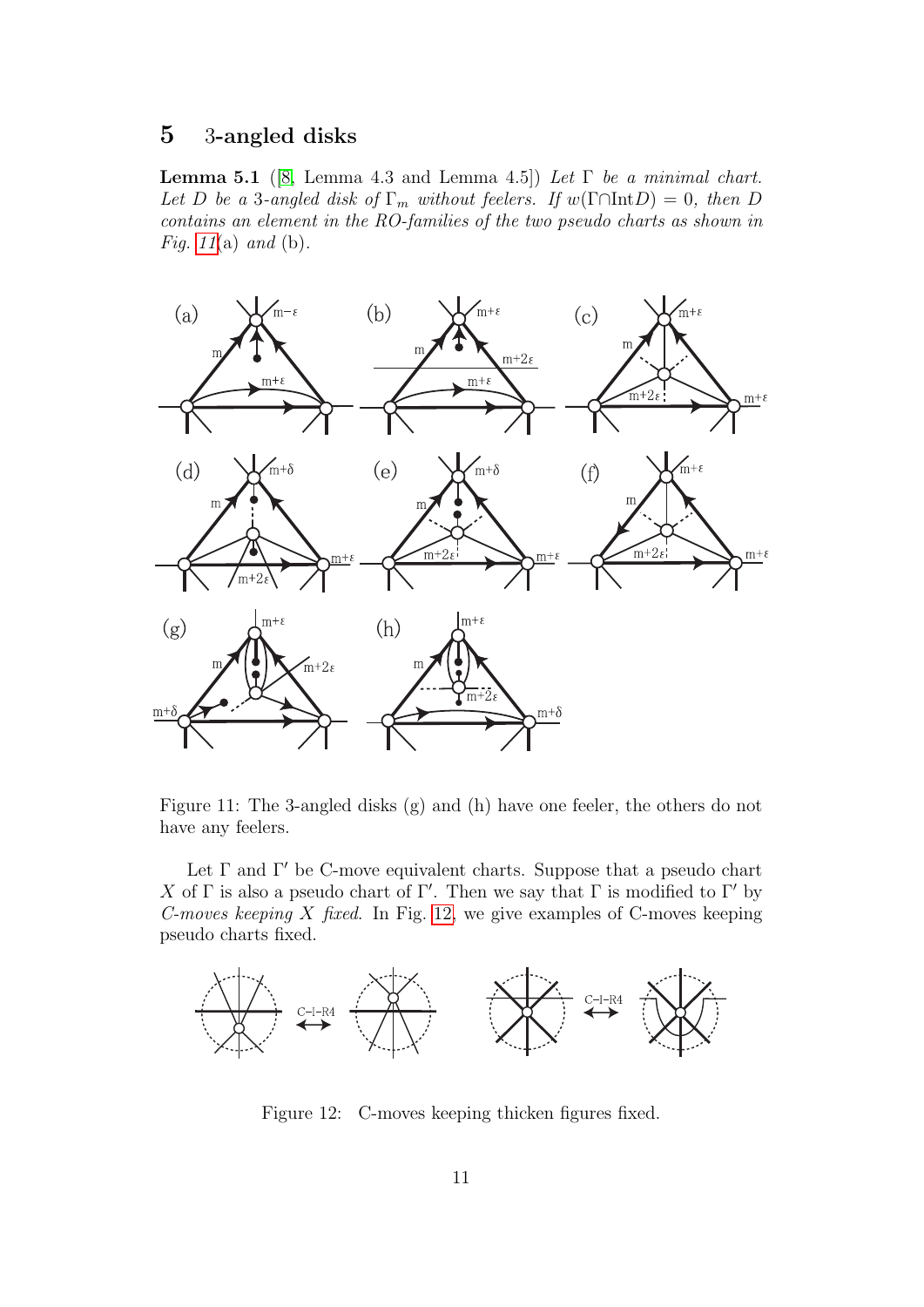## 5 3-angled disks

**Lemma 5.1** ([8, Lemma 4.3 and Lemma 4.5]) *Let $\Gamma$ be a minimal chart. Let $D$ be a 3-angled disk of $\Gamma_m$ without feelers. If $w(\Gamma\cap\text{Int}D) = 0$, then $D$ contains an element in the RO-families of the two pseudo charts as shown in Fig. 11(a) and (b).*

Figure 11: The 3-angled disks (g) and (h) have one feeler, the others do not have any feelers.

Let $\Gamma$ and $\Gamma'$ be C-move equivalent charts. Suppose that a pseudo chart $X$ of $\Gamma$ is also a pseudo chart of $\Gamma'$. Then we say that $\Gamma$ is modified to $\Gamma'$ by *C-moves keeping $X$ fixed*. In Fig. 12, we give examples of C-moves keeping pseudo charts fixed.

Figure 12: C-moves keeping thicken figures fixed.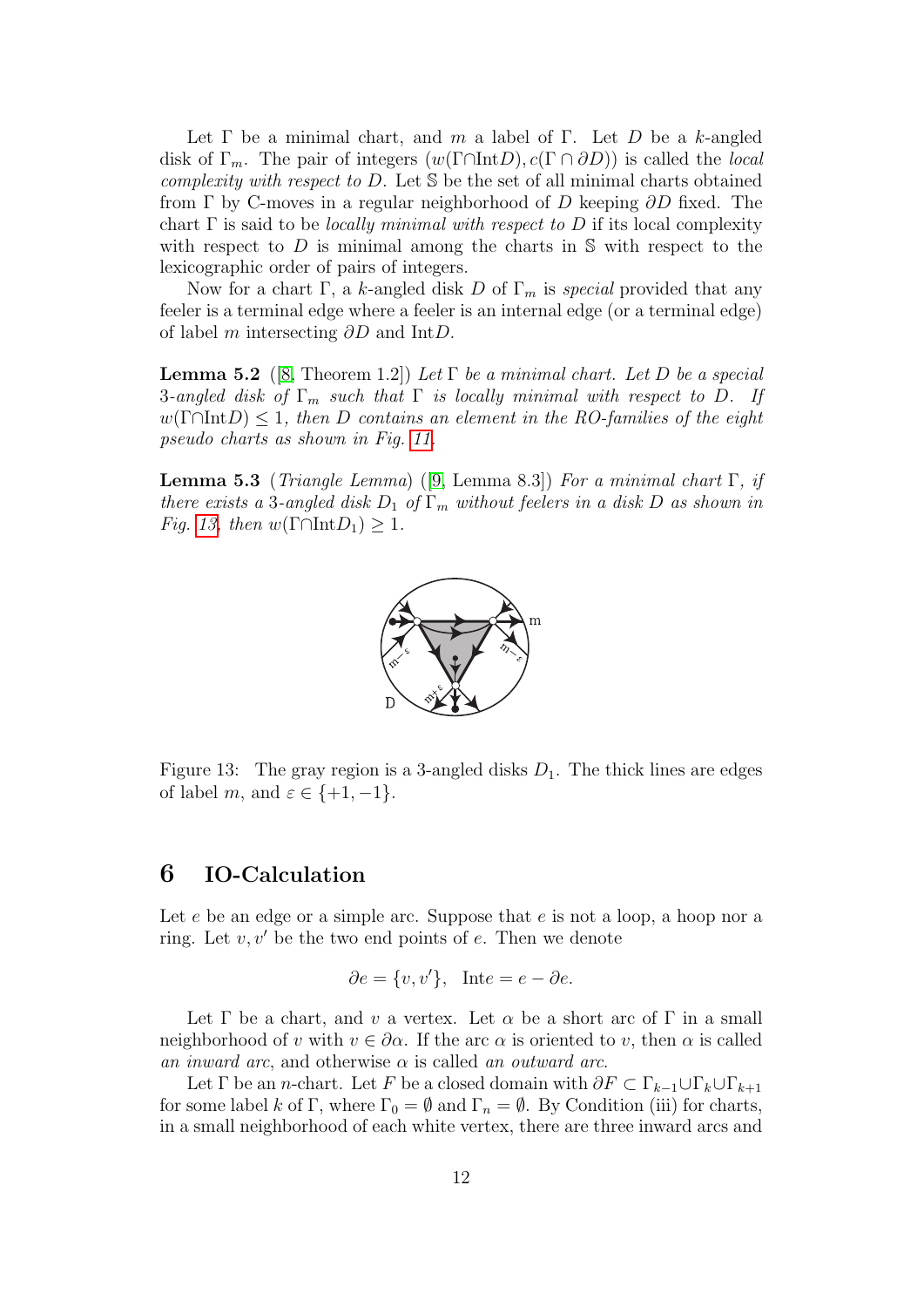Let $\Gamma$ be a minimal chart, and $m$ a label of $\Gamma$. Let $D$ be a $k$-angled disk of $\Gamma_m$. The pair of integers $(w(\Gamma \cap \text{Int}D), c(\Gamma \cap \partial D))$ is called the *local complexity with respect to* $D$. Let $\mathbb{S}$ be the set of all minimal charts obtained from $\Gamma$ by C-moves in a regular neighborhood of $D$ keeping $\partial D$ fixed. The chart $\Gamma$ is said to be *locally minimal with respect to* $D$ if its local complexity with respect to $D$ is minimal among the charts in $\mathbb{S}$ with respect to the lexicographic order of pairs of integers.

Now for a chart $\Gamma$, a $k$-angled disk $D$ of $\Gamma_m$ is *special* provided that any feeler is a terminal edge where a feeler is an internal edge (or a terminal edge) of label $m$ intersecting $\partial D$ and $\text{Int}D$.

**Lemma 5.2** ([8, Theorem 1.2]) *Let $\Gamma$ be a minimal chart. Let $D$ be a special 3-angled disk of $\Gamma_m$ such that $\Gamma$ is locally minimal with respect to $D$. If $w(\Gamma \cap \text{Int}D) \leq 1$, then $D$ contains an element in the RO-families of the eight pseudo charts as shown in Fig. 11.*

**Lemma 5.3** (*Triangle Lemma*) ([9, Lemma 8.3]) *For a minimal chart $\Gamma$, if there exists a 3-angled disk $D_1$ of $\Gamma_m$ without feelers in a disk $D$ as shown in Fig. 13, then $w(\Gamma \cap \text{Int}D_1) \geq 1$.*

Figure 13: The gray region is a 3-angled disks $D_1$. The thick lines are edges of label $m$, and $\varepsilon \in \{+1, -1\}$.

## 6 IO-Calculation

Let $e$ be an edge or a simple arc. Suppose that $e$ is not a loop, a hoop nor a ring. Let $v, v'$ be the two end points of $e$. Then we denote

$$\partial e = \{v, v'\}, \quad \text{Int}e = e - \partial e.$$

Let $\Gamma$ be a chart, and $v$ a vertex. Let $\alpha$ be a short arc of $\Gamma$ in a small neighborhood of $v$ with $v \in \partial \alpha$. If the arc $\alpha$ is oriented to $v$, then $\alpha$ is called *an inward arc*, and otherwise $\alpha$ is called *an outward arc*.

Let $\Gamma$ be an $n$-chart. Let $F$ be a closed domain with $\partial F \subset \Gamma_{k-1} \cup \Gamma_k \cup \Gamma_{k+1}$ for some label $k$ of $\Gamma$, where $\Gamma_0 = \emptyset$ and $\Gamma_n = \emptyset$. By Condition (iii) for charts, in a small neighborhood of each white vertex, there are three inward arcs and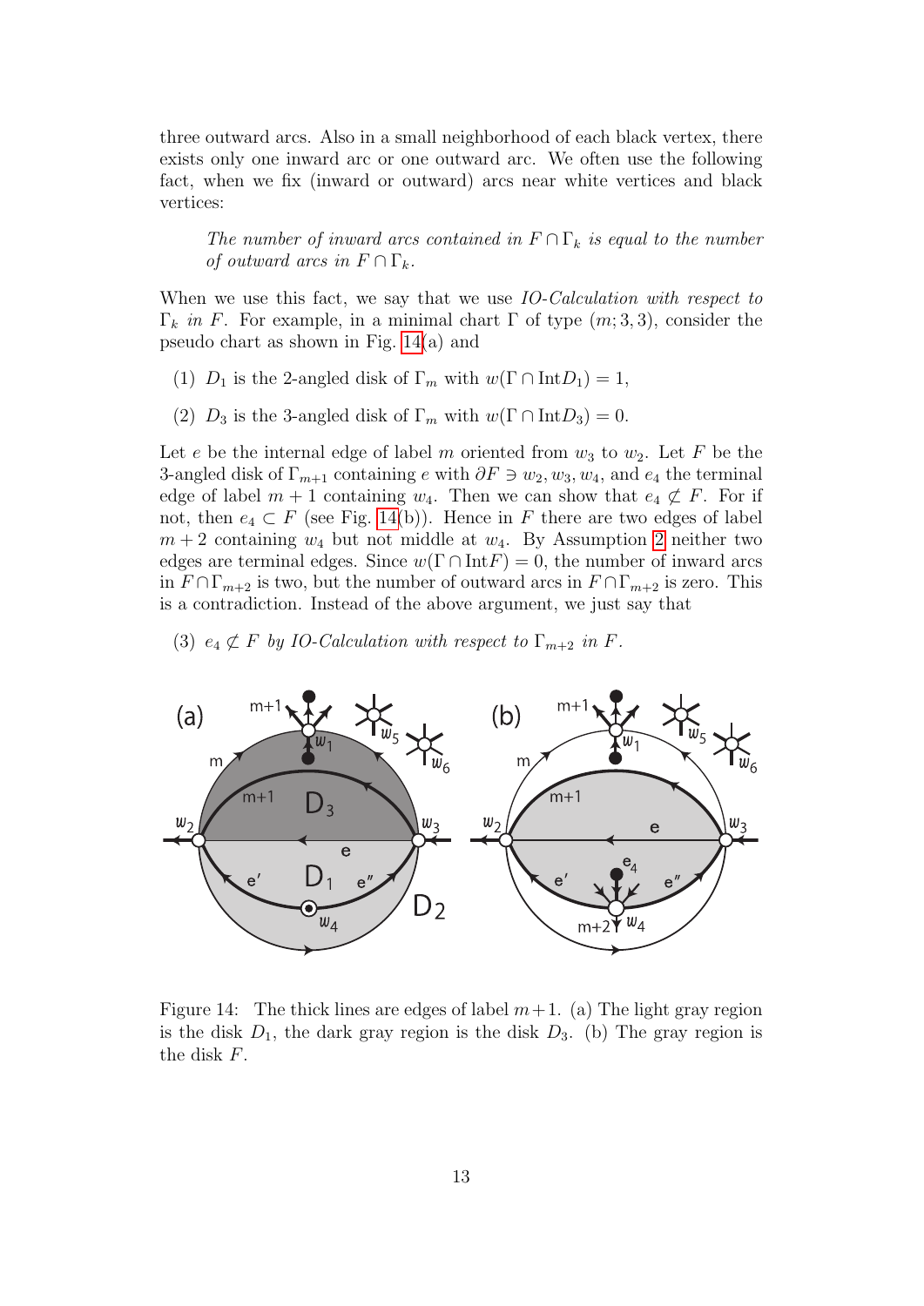three outward arcs. Also in a small neighborhood of each black vertex, there exists only one inward arc or one outward arc. We often use the following fact, when we fix (inward or outward) arcs near white vertices and black vertices:

*The number of inward arcs contained in $F \cap \Gamma_k$ is equal to the number of outward arcs in $F \cap \Gamma_k$.*

When we use this fact, we say that we use *IO-Calculation with respect to $\Gamma_k$ in $F$*. For example, in a minimal chart $\Gamma$ of type $(m; 3, 3)$, consider the pseudo chart as shown in Fig. 14(a) and

(1) $D_1$ is the 2-angled disk of $\Gamma_m$ with $w(\Gamma \cap \text{Int}D_1) = 1$,

(2) $D_3$ is the 3-angled disk of $\Gamma_m$ with $w(\Gamma \cap \text{Int}D_3) = 0$.

Let $e$ be the internal edge of label $m$ oriented from $w_3$ to $w_2$. Let $F$ be the 3-angled disk of $\Gamma_{m+1}$ containing $e$ with $\partial F \ni w_2, w_3, w_4$, and $e_4$ the terminal edge of label $m+1$ containing $w_4$. Then we can show that $e_4 \not\subset F$. For if not, then $e_4 \subset F$ (see Fig. 14(b)). Hence in $F$ there are two edges of label $m+2$ containing $w_4$ but not middle at $w_4$. By Assumption 2 neither two edges are terminal edges. Since $w(\Gamma \cap \text{Int}F) = 0$, the number of inward arcs in $F \cap \Gamma_{m+2}$ is two, but the number of outward arcs in $F \cap \Gamma_{m+2}$ is zero. This is a contradiction. Instead of the above argument, we just say that

(3) *$e_4 \not\subset F$ by IO-Calculation with respect to $\Gamma_{m+2}$ in $F$.*

Figure 14: The thick lines are edges of label $m+1$. (a) The light gray region is the disk $D_1$, the dark gray region is the disk $D_3$. (b) The gray region is the disk $F$.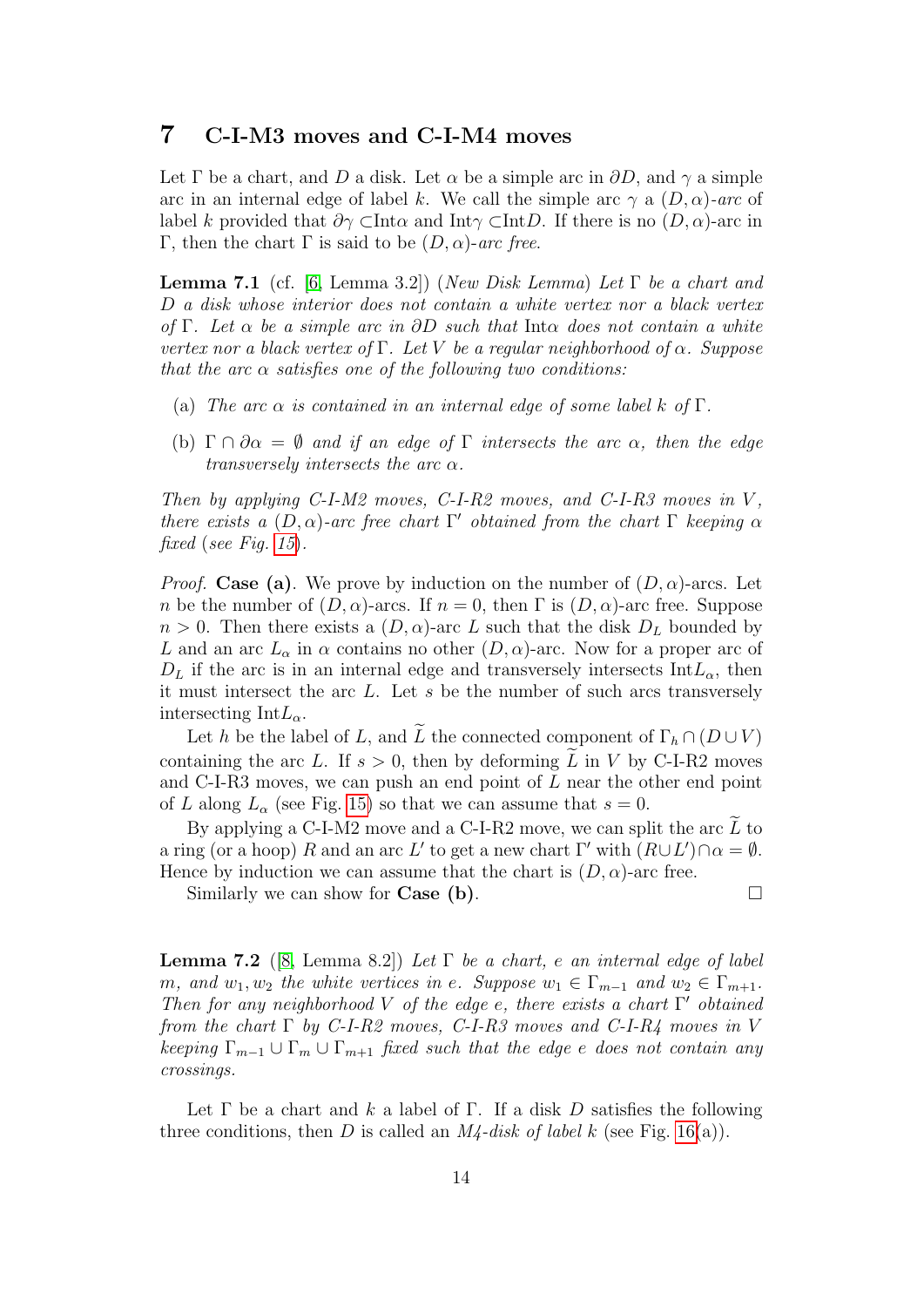## 7 C-I-M3 moves and C-I-M4 moves

Let $\Gamma$ be a chart, and $D$ a disk. Let $\alpha$ be a simple arc in $\partial D$, and $\gamma$ a simple arc in an internal edge of label $k$. We call the simple arc $\gamma$ a $(D,\alpha)$*-arc* of label $k$ provided that $\partial\gamma \subset$Int$\alpha$ and Int$\gamma \subset$Int$D$. If there is no $(D,\alpha)$-arc in $\Gamma$, then the chart $\Gamma$ is said to be $(D,\alpha)$*-arc free*.

**Lemma 7.1** (cf. [6, Lemma 3.2]) (*New Disk Lemma*) *Let $\Gamma$ be a chart and $D$ a disk whose interior does not contain a white vertex nor a black vertex of $\Gamma$. Let $\alpha$ be a simple arc in $\partial D$ such that* Int$\alpha$ *does not contain a white vertex nor a black vertex of $\Gamma$. Let $V$ be a regular neighborhood of $\alpha$. Suppose that the arc $\alpha$ satisfies one of the following two conditions:*

(a) *The arc $\alpha$ is contained in an internal edge of some label $k$ of $\Gamma$.*

(b) *$\Gamma \cap \partial\alpha = \emptyset$ and if an edge of $\Gamma$ intersects the arc $\alpha$, then the edge transversely intersects the arc $\alpha$.*

*Then by applying C-I-M2 moves, C-I-R2 moves, and C-I-R3 moves in $V$, there exists a $(D,\alpha)$-arc free chart $\Gamma'$ obtained from the chart $\Gamma$ keeping $\alpha$ fixed* (*see Fig. 15*).

*Proof.* **Case (a)**. We prove by induction on the number of $(D,\alpha)$-arcs. Let $n$ be the number of $(D,\alpha)$-arcs. If $n = 0$, then $\Gamma$ is $(D,\alpha)$-arc free. Suppose $n > 0$. Then there exists a $(D,\alpha)$-arc $L$ such that the disk $D_L$ bounded by $L$ and an arc $L_\alpha$ in $\alpha$ contains no other $(D,\alpha)$-arc. Now for a proper arc of $D_L$ if the arc is in an internal edge and transversely intersects Int$L_\alpha$, then it must intersect the arc $L$. Let $s$ be the number of such arcs transversely intersecting Int$L_\alpha$.

Let $h$ be the label of $L$, and $\widetilde{L}$ the connected component of $\Gamma_h \cap (D \cup V)$ containing the arc $L$. If $s > 0$, then by deforming $\widetilde{L}$ in $V$ by C-I-R2 moves and C-I-R3 moves, we can push an end point of $L$ near the other end point of $L$ along $L_\alpha$ (see Fig. 15) so that we can assume that $s = 0$.

By applying a C-I-M2 move and a C-I-R2 move, we can split the arc $\widetilde{L}$ to a ring (or a hoop) $R$ and an arc $L'$ to get a new chart $\Gamma'$ with $(R \cup L') \cap \alpha = \emptyset$. Hence by induction we can assume that the chart is $(D,\alpha)$-arc free.

Similarly we can show for **Case (b)**. □

**Lemma 7.2** ([8, Lemma 8.2]) *Let $\Gamma$ be a chart, $e$ an internal edge of label $m$, and $w_1, w_2$ the white vertices in $e$. Suppose $w_1 \in \Gamma_{m-1}$ and $w_2 \in \Gamma_{m+1}$. Then for any neighborhood $V$ of the edge $e$, there exists a chart $\Gamma'$ obtained from the chart $\Gamma$ by C-I-R2 moves, C-I-R3 moves and C-I-R4 moves in $V$ keeping $\Gamma_{m-1} \cup \Gamma_m \cup \Gamma_{m+1}$ fixed such that the edge $e$ does not contain any crossings.*

Let $\Gamma$ be a chart and $k$ a label of $\Gamma$. If a disk $D$ satisfies the following three conditions, then $D$ is called an *M4-disk of label $k$* (see Fig. 16(a)).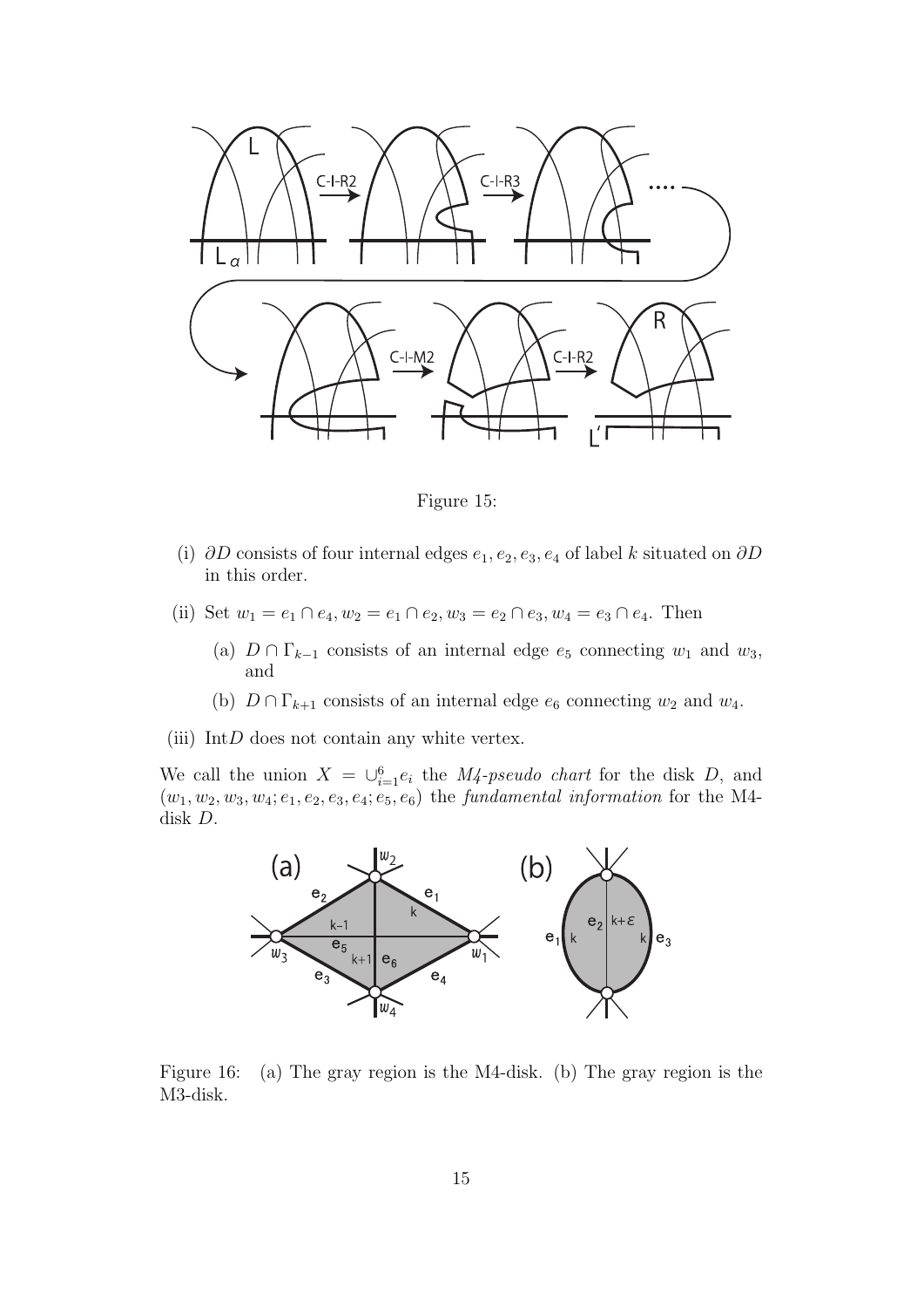Figure 15:

(i) $\partial D$ consists of four internal edges $e_1, e_2, e_3, e_4$ of label $k$ situated on $\partial D$ in this order.

(ii) Set $w_1 = e_1 \cap e_4, w_2 = e_1 \cap e_2, w_3 = e_2 \cap e_3, w_4 = e_3 \cap e_4$. Then

   (a) $D \cap \Gamma_{k-1}$ consists of an internal edge $e_5$ connecting $w_1$ and $w_3$, and

   (b) $D \cap \Gamma_{k+1}$ consists of an internal edge $e_6$ connecting $w_2$ and $w_4$.

(iii) Int$D$ does not contain any white vertex.

We call the union $X = \cup_{i=1}^{6} e_i$ the *M4-pseudo chart* for the disk $D$, and $(w_1, w_2, w_3, w_4; e_1, e_2, e_3, e_4; e_5, e_6)$ the *fundamental information* for the M4-disk $D$.

Figure 16: (a) The gray region is the M4-disk. (b) The gray region is the M3-disk.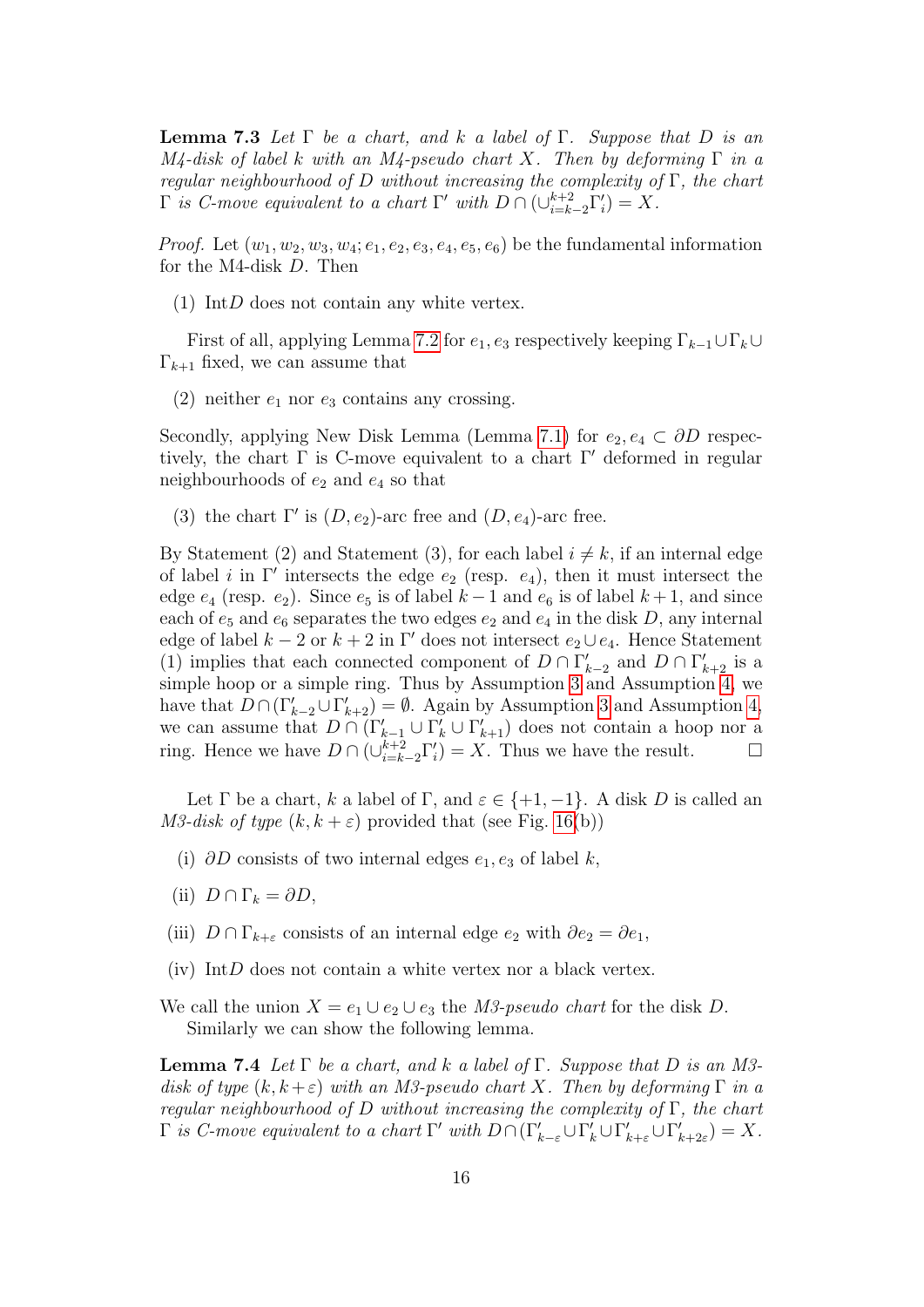**Lemma 7.3** *Let $\Gamma$ be a chart, and $k$ a label of $\Gamma$. Suppose that $D$ is an M4-disk of label $k$ with an M4-pseudo chart $X$. Then by deforming $\Gamma$ in a regular neighbourhood of $D$ without increasing the complexity of $\Gamma$, the chart $\Gamma$ is C-move equivalent to a chart $\Gamma'$ with $D \cap (\cup_{i=k-2}^{k+2} \Gamma'_i) = X$.*

*Proof.* Let $(w_1, w_2, w_3, w_4; e_1, e_2, e_3, e_4, e_5, e_6)$ be the fundamental information for the M4-disk $D$. Then

(1) Int$D$ does not contain any white vertex.

First of all, applying Lemma 7.2 for $e_1, e_3$ respectively keeping $\Gamma_{k-1} \cup \Gamma_k \cup \Gamma_{k+1}$ fixed, we can assume that

(2) neither $e_1$ nor $e_3$ contains any crossing.

Secondly, applying New Disk Lemma (Lemma 7.1) for $e_2, e_4 \subset \partial D$ respectively, the chart $\Gamma$ is C-move equivalent to a chart $\Gamma'$ deformed in regular neighbourhoods of $e_2$ and $e_4$ so that

(3) the chart $\Gamma'$ is $(D, e_2)$-arc free and $(D, e_4)$-arc free.

By Statement (2) and Statement (3), for each label $i \neq k$, if an internal edge of label $i$ in $\Gamma'$ intersects the edge $e_2$ (resp. $e_4$), then it must intersect the edge $e_4$ (resp. $e_2$). Since $e_5$ is of label $k-1$ and $e_6$ is of label $k+1$, and since each of $e_5$ and $e_6$ separates the two edges $e_2$ and $e_4$ in the disk $D$, any internal edge of label $k-2$ or $k+2$ in $\Gamma'$ does not intersect $e_2 \cup e_4$. Hence Statement (1) implies that each connected component of $D \cap \Gamma'_{k-2}$ and $D \cap \Gamma'_{k+2}$ is a simple hoop or a simple ring. Thus by Assumption 3 and Assumption 4, we have that $D \cap (\Gamma'_{k-2} \cup \Gamma'_{k+2}) = \emptyset$. Again by Assumption 3 and Assumption 4, we can assume that $D \cap (\Gamma'_{k-1} \cup \Gamma'_k \cup \Gamma'_{k+1})$ does not contain a hoop nor a ring. Hence we have $D \cap (\cup_{i=k-2}^{k+2} \Gamma'_i) = X$. Thus we have the result. □

Let $\Gamma$ be a chart, $k$ a label of $\Gamma$, and $\varepsilon \in \{+1, -1\}$. A disk $D$ is called an *M3-disk of type* $(k, k+\varepsilon)$ provided that (see Fig. 16(b))

(i) $\partial D$ consists of two internal edges $e_1, e_3$ of label $k$,

(ii) $D \cap \Gamma_k = \partial D$,

(iii) $D \cap \Gamma_{k+\varepsilon}$ consists of an internal edge $e_2$ with $\partial e_2 = \partial e_1$,

(iv) Int$D$ does not contain a white vertex nor a black vertex.

We call the union $X = e_1 \cup e_2 \cup e_3$ the *M3-pseudo chart* for the disk $D$.

Similarly we can show the following lemma.

**Lemma 7.4** *Let $\Gamma$ be a chart, and $k$ a label of $\Gamma$. Suppose that $D$ is an M3-disk of type $(k, k+\varepsilon)$ with an M3-pseudo chart $X$. Then by deforming $\Gamma$ in a regular neighbourhood of $D$ without increasing the complexity of $\Gamma$, the chart $\Gamma$ is C-move equivalent to a chart $\Gamma'$ with $D \cap (\Gamma'_{k-\varepsilon} \cup \Gamma'_k \cup \Gamma'_{k+\varepsilon} \cup \Gamma'_{k+2\varepsilon}) = X$.*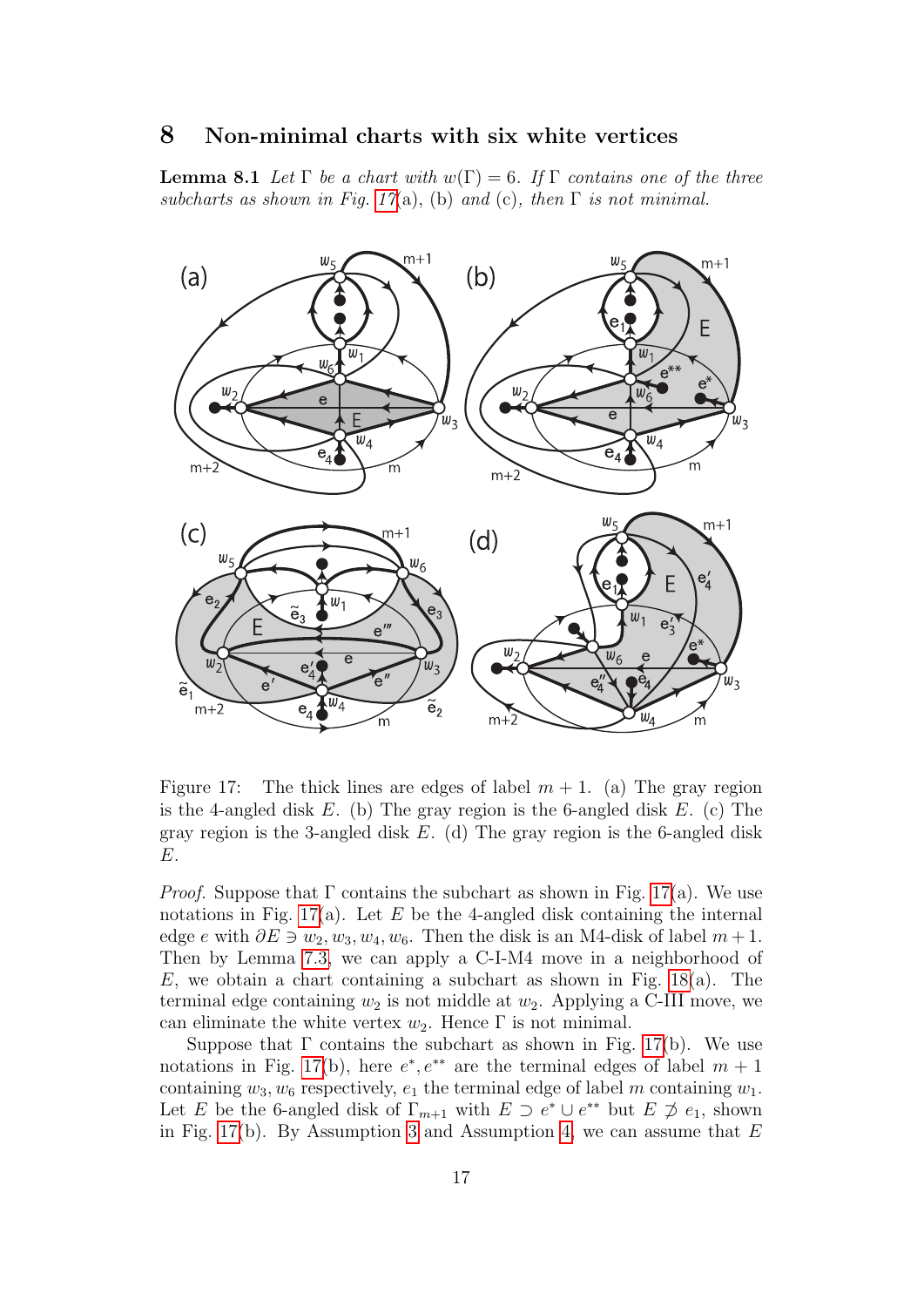## 8 Non-minimal charts with six white vertices

**Lemma 8.1** *Let* $\Gamma$ *be a chart with* $w(\Gamma) = 6$*. If* $\Gamma$ *contains one of the three subcharts as shown in Fig. 17(a), (b) and (c), then* $\Gamma$ *is not minimal.*

Figure 17: The thick lines are edges of label $m + 1$. (a) The gray region is the 4-angled disk $E$. (b) The gray region is the 6-angled disk $E$. (c) The gray region is the 3-angled disk $E$. (d) The gray region is the 6-angled disk $E$.

*Proof.* Suppose that $\Gamma$ contains the subchart as shown in Fig. 17(a). We use notations in Fig. 17(a). Let $E$ be the 4-angled disk containing the internal edge $e$ with $\partial E \ni w_2, w_3, w_4, w_6$. Then the disk is an M4-disk of label $m+1$. Then by Lemma 7.3, we can apply a C-I-M4 move in a neighborhood of $E$, we obtain a chart containing a subchart as shown in Fig. 18(a). The terminal edge containing $w_2$ is not middle at $w_2$. Applying a C-III move, we can eliminate the white vertex $w_2$. Hence $\Gamma$ is not minimal.

Suppose that $\Gamma$ contains the subchart as shown in Fig. 17(b). We use notations in Fig. 17(b), here $e^*, e^{**}$ are the terminal edges of label $m + 1$ containing $w_3, w_6$ respectively, $e_1$ the terminal edge of label $m$ containing $w_1$. Let $E$ be the 6-angled disk of $\Gamma_{m+1}$ with $E \supset e^* \cup e^{**}$ but $E \not\supset e_1$, shown in Fig. 17(b). By Assumption 3 and Assumption 4, we can assume that $E$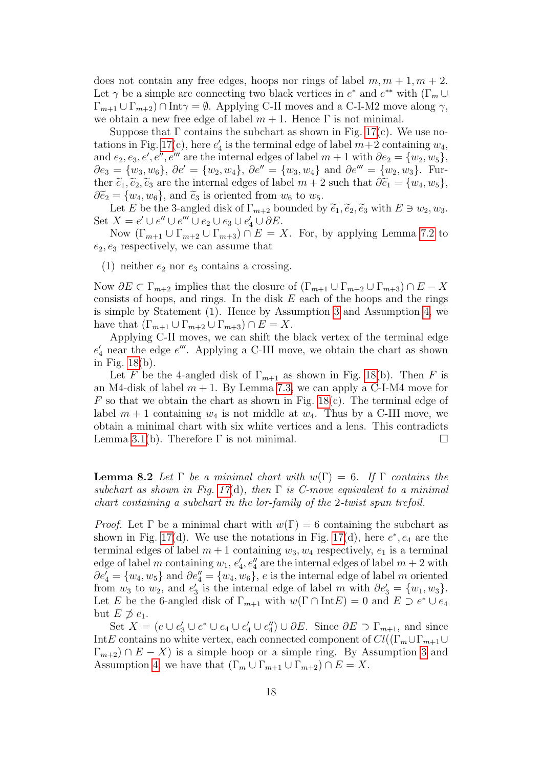does not contain any free edges, hoops nor rings of label $m, m+1, m+2$. Let $\gamma$ be a simple arc connecting two black vertices in $e^*$ and $e^{**}$ with $(\Gamma_m \cup \Gamma_{m+1} \cup \Gamma_{m+2}) \cap \mathrm{Int}\gamma = \emptyset$. Applying C-II moves and a C-I-M2 move along $\gamma$, we obtain a new free edge of label $m+1$. Hence $\Gamma$ is not minimal.

Suppose that $\Gamma$ contains the subchart as shown in Fig. 17(c). We use notations in Fig. 17(c), here $e_4'$ is the terminal edge of label $m+2$ containing $w_4$, and $e_2, e_3, e', e'', e'''$ are the internal edges of label $m+1$ with $\partial e_2 = \{w_2, w_5\}$, $\partial e_3 = \{w_3, w_6\}$, $\partial e' = \{w_2, w_4\}$, $\partial e'' = \{w_3, w_4\}$ and $\partial e''' = \{w_2, w_3\}$. Further $\widetilde{e}_1, \widetilde{e}_2, \widetilde{e}_3$ are the internal edges of label $m+2$ such that $\partial \widetilde{e}_1 = \{w_4, w_5\}$, $\partial \widetilde{e}_2 = \{w_4, w_6\}$, and $\widetilde{e}_3$ is oriented from $w_6$ to $w_5$.

Let $E$ be the 3-angled disk of $\Gamma_{m+2}$ bounded by $\widetilde{e}_1, \widetilde{e}_2, \widetilde{e}_3$ with $E \ni w_2, w_3$. Set $X = e' \cup e'' \cup e''' \cup e_2 \cup e_3 \cup e_4' \cup \partial E$.

Now $(\Gamma_{m+1} \cup \Gamma_{m+2} \cup \Gamma_{m+3}) \cap E = X$. For, by applying Lemma 7.2 to $e_2, e_3$ respectively, we can assume that

(1) neither $e_2$ nor $e_3$ contains a crossing.

Now $\partial E \subset \Gamma_{m+2}$ implies that the closure of $(\Gamma_{m+1} \cup \Gamma_{m+2} \cup \Gamma_{m+3}) \cap E - X$ consists of hoops, and rings. In the disk $E$ each of the hoops and the rings is simple by Statement (1). Hence by Assumption 3 and Assumption 4, we have that $(\Gamma_{m+1} \cup \Gamma_{m+2} \cup \Gamma_{m+3}) \cap E = X$.

Applying C-II moves, we can shift the black vertex of the terminal edge $e_4'$ near the edge $e'''$. Applying a C-III move, we obtain the chart as shown in Fig. 18(b).

Let $F$ be the 4-angled disk of $\Gamma_{m+1}$ as shown in Fig. 18(b). Then $F$ is an M4-disk of label $m+1$. By Lemma 7.3, we can apply a C-I-M4 move for $F$ so that we obtain the chart as shown in Fig. 18(c). The terminal edge of label $m+1$ containing $w_4$ is not middle at $w_4$. Thus by a C-III move, we obtain a minimal chart with six white vertices and a lens. This contradicts Lemma 3.1(b). Therefore $\Gamma$ is not minimal. $\square$

**Lemma 8.2** *Let $\Gamma$ be a minimal chart with $w(\Gamma) = 6$. If $\Gamma$ contains the subchart as shown in Fig. 17*(d)*, then $\Gamma$ is C-move equivalent to a minimal chart containing a subchart in the lor-family of the 2-twist spun trefoil.*

*Proof.* Let $\Gamma$ be a minimal chart with $w(\Gamma) = 6$ containing the subchart as shown in Fig. 17(d). We use the notations in Fig. 17(d), here $e^*, e_4$ are the terminal edges of label $m+1$ containing $w_3, w_4$ respectively, $e_1$ is a terminal edge of label $m$ containing $w_1$, $e_4', e_4''$ are the internal edges of label $m+2$ with $\partial e_4' = \{w_4, w_5\}$ and $\partial e_4'' = \{w_4, w_6\}$, $e$ is the internal edge of label $m$ oriented from $w_3$ to $w_2$, and $e_3'$ is the internal edge of label $m$ with $\partial e_3' = \{w_1, w_3\}$. Let $E$ be the 6-angled disk of $\Gamma_{m+1}$ with $w(\Gamma \cap \mathrm{Int}E) = 0$ and $E \supset e^* \cup e_4$ but $E \not\supset e_1$.

Set $X = (e \cup e_3' \cup e^* \cup e_4 \cup e_4' \cup e_4'') \cup \partial E$. Since $\partial E \supset \Gamma_{m+1}$, and since $\mathrm{Int}E$ contains no white vertex, each connected component of $Cl((\Gamma_m \cup \Gamma_{m+1} \cup \Gamma_{m+2}) \cap E - X)$ is a simple hoop or a simple ring. By Assumption 3 and Assumption 4, we have that $(\Gamma_m \cup \Gamma_{m+1} \cup \Gamma_{m+2}) \cap E = X$.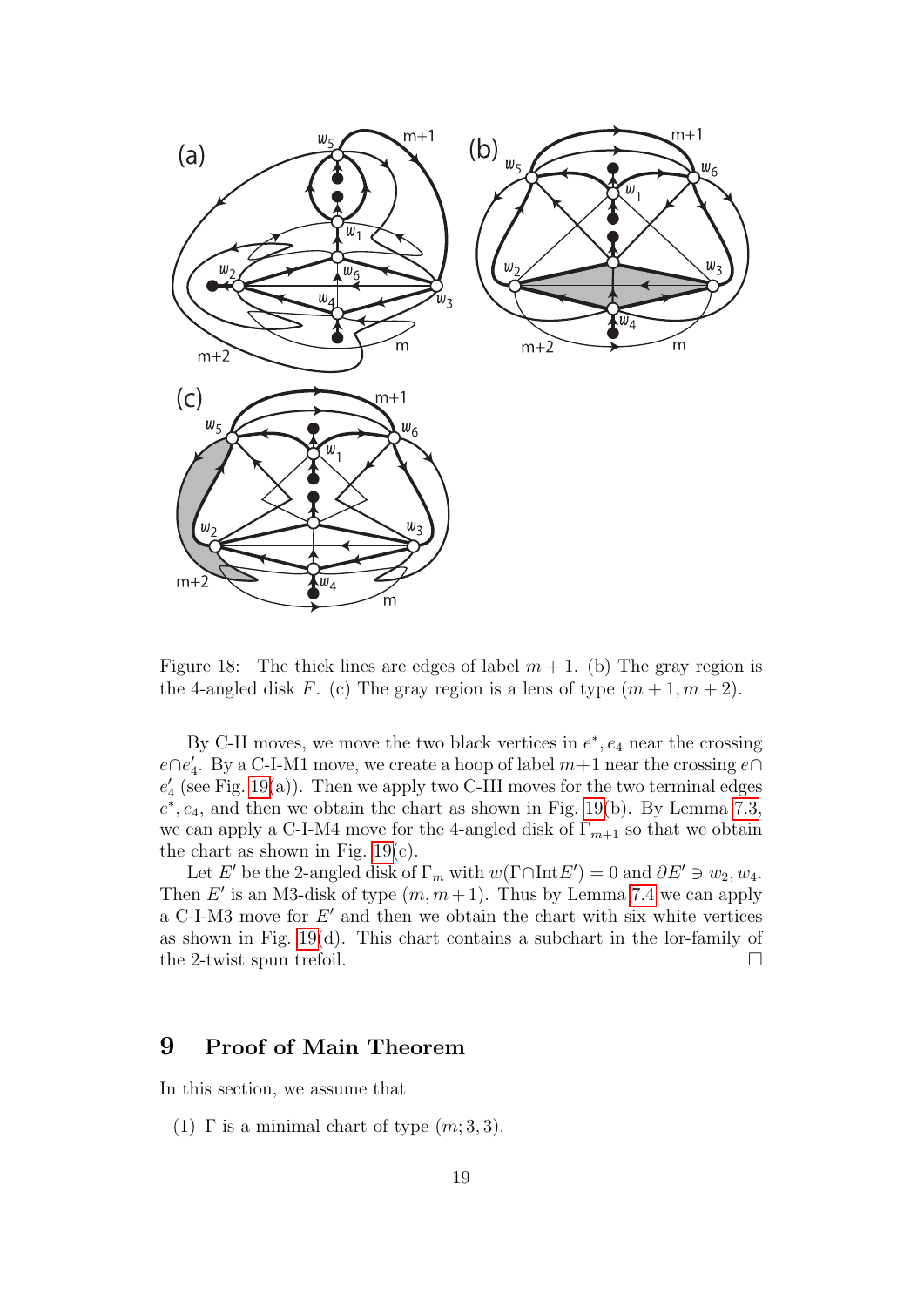Figure 18: The thick lines are edges of label $m+1$. (b) The gray region is the 4-angled disk $F$. (c) The gray region is a lens of type $(m+1, m+2)$.

By C-II moves, we move the two black vertices in $e^*, e_4$ near the crossing $e \cap e_4'$. By a C-I-M1 move, we create a hoop of label $m+1$ near the crossing $e \cap e_4'$ (see Fig. 19(a)). Then we apply two C-III moves for the two terminal edges $e^*, e_4$, and then we obtain the chart as shown in Fig. 19(b). By Lemma 7.3, we can apply a C-I-M4 move for the 4-angled disk of $\Gamma_{m+1}$ so that we obtain the chart as shown in Fig. 19(c).

Let $E'$ be the 2-angled disk of $\Gamma_m$ with $w(\Gamma \cap \text{Int} E') = 0$ and $\partial E' \ni w_2, w_4$. Then $E'$ is an M3-disk of type $(m, m+1)$. Thus by Lemma 7.4 we can apply a C-I-M3 move for $E'$ and then we obtain the chart with six white vertices as shown in Fig. 19(d). This chart contains a subchart in the lor-family of the 2-twist spun trefoil. □

# 9 Proof of Main Theorem

In this section, we assume that

(1) $\Gamma$ is a minimal chart of type $(m; 3, 3)$.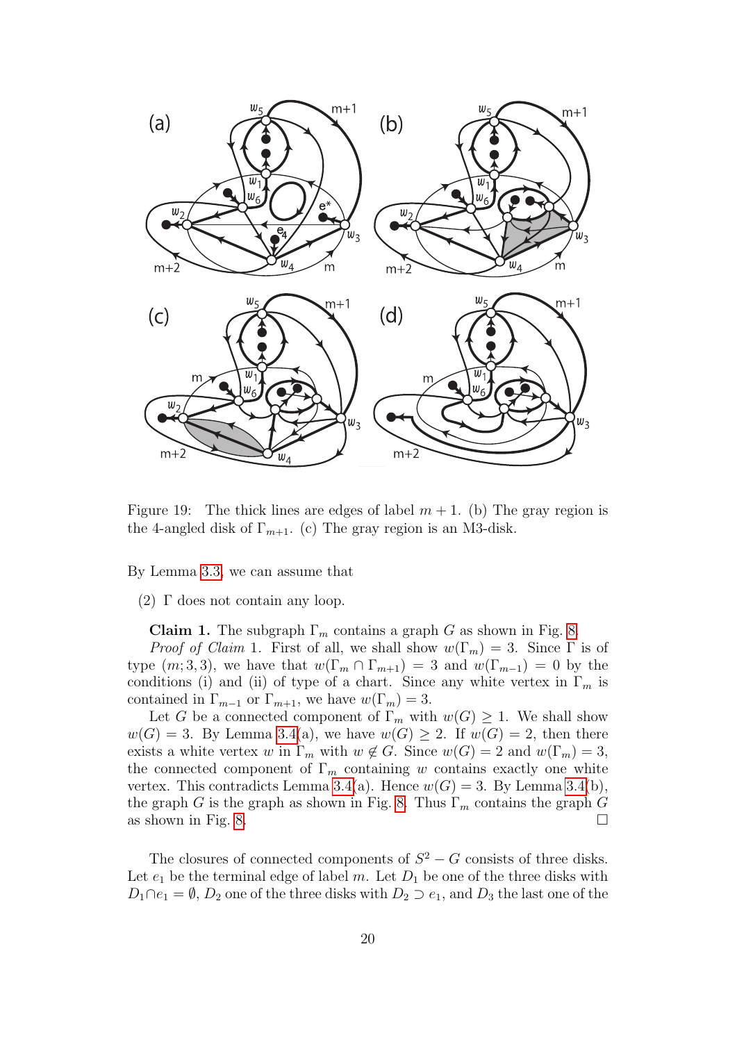Figure 19: The thick lines are edges of label $m + 1$. (b) The gray region is the 4-angled disk of $\Gamma_{m+1}$. (c) The gray region is an M3-disk.

By Lemma 3.3, we can assume that

(2) $\Gamma$ does not contain any loop.

**Claim 1.** The subgraph $\Gamma_m$ contains a graph $G$ as shown in Fig. 8.

*Proof of Claim* 1. First of all, we shall show $w(\Gamma_m) = 3$. Since $\Gamma$ is of type $(m; 3, 3)$, we have that $w(\Gamma_m \cap \Gamma_{m+1}) = 3$ and $w(\Gamma_{m-1}) = 0$ by the conditions (i) and (ii) of type of a chart. Since any white vertex in $\Gamma_m$ is contained in $\Gamma_{m-1}$ or $\Gamma_{m+1}$, we have $w(\Gamma_m) = 3$.

Let $G$ be a connected component of $\Gamma_m$ with $w(G) \geq 1$. We shall show $w(G) = 3$. By Lemma 3.4(a), we have $w(G) \geq 2$. If $w(G) = 2$, then there exists a white vertex $w$ in $\Gamma_m$ with $w \notin G$. Since $w(G) = 2$ and $w(\Gamma_m) = 3$, the connected component of $\Gamma_m$ containing $w$ contains exactly one white vertex. This contradicts Lemma 3.4(a). Hence $w(G) = 3$. By Lemma 3.4(b), the graph $G$ is the graph as shown in Fig. 8. Thus $\Gamma_m$ contains the graph $G$ as shown in Fig. 8. □

The closures of connected components of $S^2 - G$ consists of three disks. Let $e_1$ be the terminal edge of label $m$. Let $D_1$ be one of the three disks with $D_1 \cap e_1 = \emptyset$, $D_2$ one of the three disks with $D_2 \supset e_1$, and $D_3$ the last one of the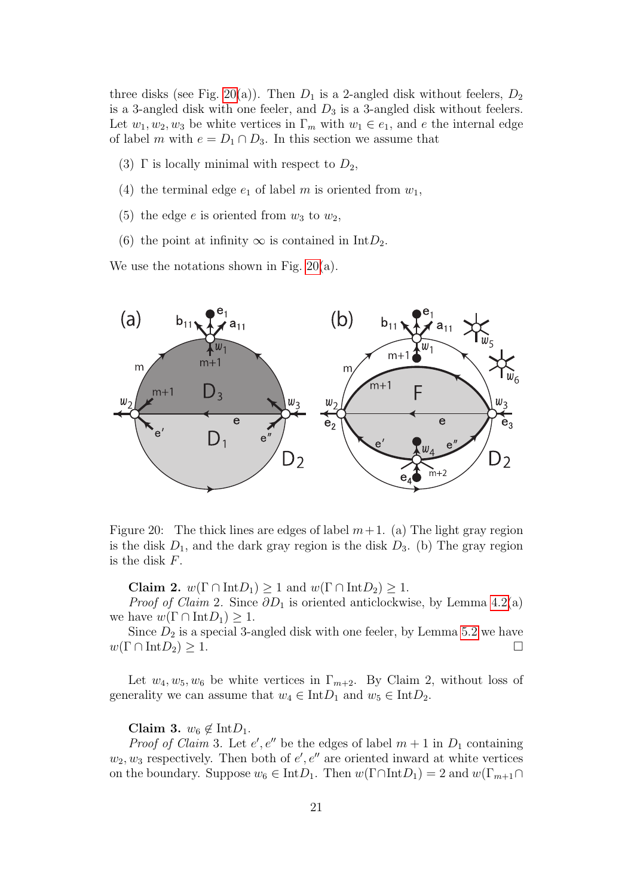three disks (see Fig. 20(a)). Then $D_1$ is a 2-angled disk without feelers, $D_2$ is a 3-angled disk with one feeler, and $D_3$ is a 3-angled disk without feelers. Let $w_1, w_2, w_3$ be white vertices in $\Gamma_m$ with $w_1 \in e_1$, and $e$ the internal edge of label $m$ with $e = D_1 \cap D_3$. In this section we assume that

(3) $\Gamma$ is locally minimal with respect to $D_2$,

(4) the terminal edge $e_1$ of label $m$ is oriented from $w_1$,

(5) the edge $e$ is oriented from $w_3$ to $w_2$,

(6) the point at infinity $\infty$ is contained in $\text{Int}D_2$.

We use the notations shown in Fig. 20(a).

Figure 20: The thick lines are edges of label $m+1$. (a) The light gray region is the disk $D_1$, and the dark gray region is the disk $D_3$. (b) The gray region is the disk $F$.

**Claim 2.** $w(\Gamma \cap \text{Int}D_1) \geq 1$ and $w(\Gamma \cap \text{Int}D_2) \geq 1$.

*Proof of Claim* 2. Since $\partial D_1$ is oriented anticlockwise, by Lemma 4.2(a) we have $w(\Gamma \cap \text{Int}D_1) \geq 1$.

Since $D_2$ is a special 3-angled disk with one feeler, by Lemma 5.2 we have $w(\Gamma \cap \text{Int}D_2) \geq 1$. □

Let $w_4, w_5, w_6$ be white vertices in $\Gamma_{m+2}$. By Claim 2, without loss of generality we can assume that $w_4 \in \text{Int}D_1$ and $w_5 \in \text{Int}D_2$.

**Claim 3.** $w_6 \notin \text{Int}D_1$.

*Proof of Claim* 3. Let $e', e''$ be the edges of label $m+1$ in $D_1$ containing $w_2, w_3$ respectively. Then both of $e', e''$ are oriented inward at white vertices on the boundary. Suppose $w_6 \in \text{Int}D_1$. Then $w(\Gamma \cap \text{Int}D_1) = 2$ and $w(\Gamma_{m+1} \cap$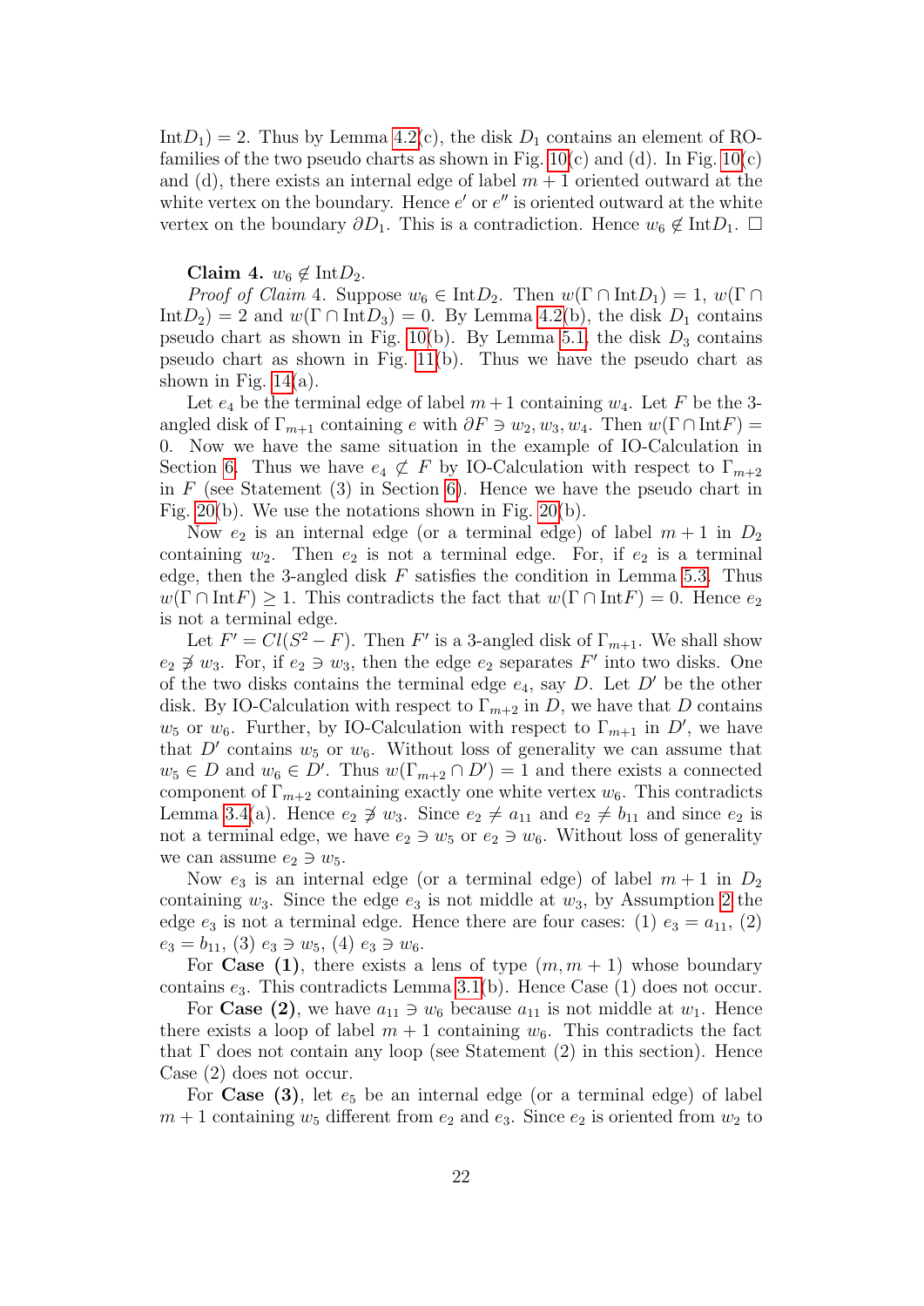$\text{Int}D_1) = 2$. Thus by Lemma 4.2(c), the disk $D_1$ contains an element of RO-families of the two pseudo charts as shown in Fig. 10(c) and (d). In Fig. 10(c) and (d), there exists an internal edge of label $m+1$ oriented outward at the white vertex on the boundary. Hence $e'$ or $e''$ is oriented outward at the white vertex on the boundary $\partial D_1$. This is a contradiction. Hence $w_6 \notin \text{Int}D_1$. □

**Claim 4.** $w_6 \notin \text{Int}D_2$.

*Proof of Claim* 4. Suppose $w_6 \in \text{Int}D_2$. Then $w(\Gamma \cap \text{Int}D_1) = 1$, $w(\Gamma \cap \text{Int}D_2) = 2$ and $w(\Gamma \cap \text{Int}D_3) = 0$. By Lemma 4.2(b), the disk $D_1$ contains pseudo chart as shown in Fig. 10(b). By Lemma 5.1, the disk $D_3$ contains pseudo chart as shown in Fig. 11(b). Thus we have the pseudo chart as shown in Fig. 14(a).

Let $e_4$ be the terminal edge of label $m+1$ containing $w_4$. Let $F$ be the 3-angled disk of $\Gamma_{m+1}$ containing $e$ with $\partial F \ni w_2, w_3, w_4$. Then $w(\Gamma \cap \text{Int}F) = 0$. Now we have the same situation in the example of IO-Calculation in Section 6. Thus we have $e_4 \not\subset F$ by IO-Calculation with respect to $\Gamma_{m+2}$ in $F$ (see Statement (3) in Section 6). Hence we have the pseudo chart in Fig. 20(b). We use the notations shown in Fig. 20(b).

Now $e_2$ is an internal edge (or a terminal edge) of label $m+1$ in $D_2$ containing $w_2$. Then $e_2$ is not a terminal edge. For, if $e_2$ is a terminal edge, then the 3-angled disk $F$ satisfies the condition in Lemma 5.3. Thus $w(\Gamma \cap \text{Int}F) \geq 1$. This contradicts the fact that $w(\Gamma \cap \text{Int}F) = 0$. Hence $e_2$ is not a terminal edge.

Let $F' = Cl(S^2 - F)$. Then $F'$ is a 3-angled disk of $\Gamma_{m+1}$. We shall show $e_2 \not\ni w_3$. For, if $e_2 \ni w_3$, then the edge $e_2$ separates $F'$ into two disks. One of the two disks contains the terminal edge $e_4$, say $D$. Let $D'$ be the other disk. By IO-Calculation with respect to $\Gamma_{m+2}$ in $D$, we have that $D$ contains $w_5$ or $w_6$. Further, by IO-Calculation with respect to $\Gamma_{m+1}$ in $D'$, we have that $D'$ contains $w_5$ or $w_6$. Without loss of generality we can assume that $w_5 \in D$ and $w_6 \in D'$. Thus $w(\Gamma_{m+2} \cap D') = 1$ and there exists a connected component of $\Gamma_{m+2}$ containing exactly one white vertex $w_6$. This contradicts Lemma 3.4(a). Hence $e_2 \not\ni w_3$. Since $e_2 \neq a_{11}$ and $e_2 \neq b_{11}$ and since $e_2$ is not a terminal edge, we have $e_2 \ni w_5$ or $e_2 \ni w_6$. Without loss of generality we can assume $e_2 \ni w_5$.

Now $e_3$ is an internal edge (or a terminal edge) of label $m+1$ in $D_2$ containing $w_3$. Since the edge $e_3$ is not middle at $w_3$, by Assumption 2 the edge $e_3$ is not a terminal edge. Hence there are four cases: (1) $e_3 = a_{11}$, (2) $e_3 = b_{11}$, (3) $e_3 \ni w_5$, (4) $e_3 \ni w_6$.

For **Case (1)**, there exists a lens of type $(m, m+1)$ whose boundary contains $e_3$. This contradicts Lemma 3.1(b). Hence Case (1) does not occur.

For **Case (2)**, we have $a_{11} \ni w_6$ because $a_{11}$ is not middle at $w_1$. Hence there exists a loop of label $m+1$ containing $w_6$. This contradicts the fact that $\Gamma$ does not contain any loop (see Statement (2) in this section). Hence Case (2) does not occur.

For **Case (3)**, let $e_5$ be an internal edge (or a terminal edge) of label $m+1$ containing $w_5$ different from $e_2$ and $e_3$. Since $e_2$ is oriented from $w_2$ to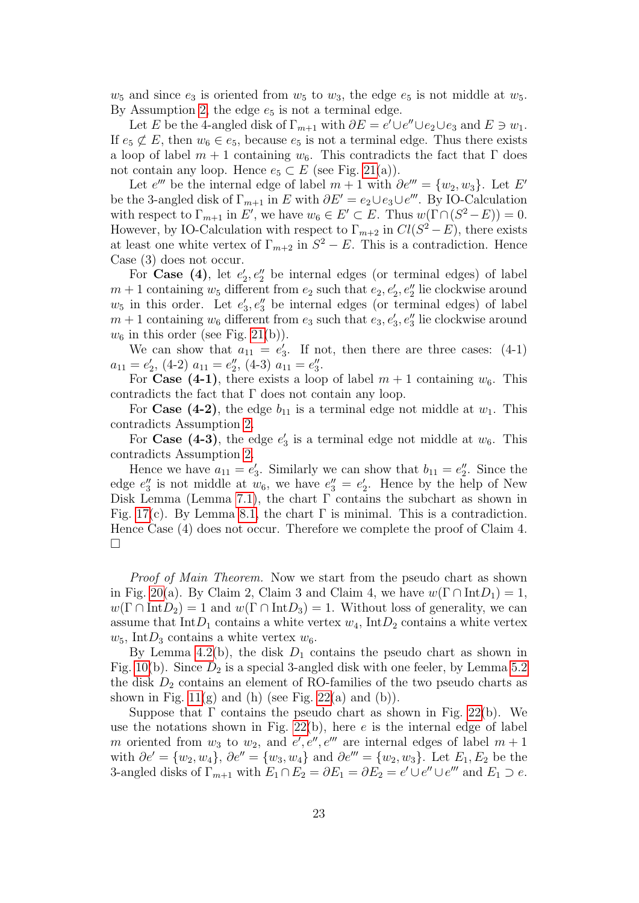$w_5$ and since $e_3$ is oriented from $w_5$ to $w_3$, the edge $e_5$ is not middle at $w_5$. By Assumption 2, the edge $e_5$ is not a terminal edge.

Let $E$ be the 4-angled disk of $\Gamma_{m+1}$ with $\partial E = e' \cup e'' \cup e_2 \cup e_3$ and $E \ni w_1$. If $e_5 \not\subset E$, then $w_6 \in e_5$, because $e_5$ is not a terminal edge. Thus there exists a loop of label $m+1$ containing $w_6$. This contradicts the fact that $\Gamma$ does not contain any loop. Hence $e_5 \subset E$ (see Fig. 21(a)).

Let $e'''$ be the internal edge of label $m+1$ with $\partial e''' = \{w_2, w_3\}$. Let $E'$ be the 3-angled disk of $\Gamma_{m+1}$ in $E$ with $\partial E' = e_2 \cup e_3 \cup e'''$. By IO-Calculation with respect to $\Gamma_{m+1}$ in $E'$, we have $w_6 \in E' \subset E$. Thus $w(\Gamma \cap (S^2 - E)) = 0$. However, by IO-Calculation with respect to $\Gamma_{m+2}$ in $Cl(S^2 - E)$, there exists at least one white vertex of $\Gamma_{m+2}$ in $S^2 - E$. This is a contradiction. Hence Case (3) does not occur.

For **Case (4)**, let $e_2', e_2''$ be internal edges (or terminal edges) of label $m+1$ containing $w_5$ different from $e_2$ such that $e_2, e_2', e_2''$ lie clockwise around $w_5$ in this order. Let $e_3', e_3''$ be internal edges (or terminal edges) of label $m+1$ containing $w_6$ different from $e_3$ such that $e_3, e_3', e_3''$ lie clockwise around $w_6$ in this order (see Fig. 21(b)).

We can show that $a_{11} = e_3'$. If not, then there are three cases: (4-1) $a_{11} = e_2'$, (4-2) $a_{11} = e_2''$, (4-3) $a_{11} = e_3''$.

For **Case (4-1)**, there exists a loop of label $m+1$ containing $w_6$. This contradicts the fact that $\Gamma$ does not contain any loop.

For **Case (4-2)**, the edge $b_{11}$ is a terminal edge not middle at $w_1$. This contradicts Assumption 2.

For **Case (4-3)**, the edge $e_3'$ is a terminal edge not middle at $w_6$. This contradicts Assumption 2.

Hence we have $a_{11} = e_3'$. Similarly we can show that $b_{11} = e_2''$. Since the edge $e_3''$ is not middle at $w_6$, we have $e_3'' = e_2'$. Hence by the help of New Disk Lemma (Lemma 7.1), the chart $\Gamma$ contains the subchart as shown in Fig. 17(c). By Lemma 8.1, the chart $\Gamma$ is minimal. This is a contradiction. Hence Case (4) does not occur. Therefore we complete the proof of Claim 4. □

*Proof of Main Theorem.* Now we start from the pseudo chart as shown in Fig. 20(a). By Claim 2, Claim 3 and Claim 4, we have $w(\Gamma \cap \text{Int}D_1) = 1$, $w(\Gamma \cap \text{Int}D_2) = 1$ and $w(\Gamma \cap \text{Int}D_3) = 1$. Without loss of generality, we can assume that $\text{Int}D_1$ contains a white vertex $w_4$, $\text{Int}D_2$ contains a white vertex $w_5$, $\text{Int}D_3$ contains a white vertex $w_6$.

By Lemma 4.2(b), the disk $D_1$ contains the pseudo chart as shown in Fig. 10(b). Since $D_2$ is a special 3-angled disk with one feeler, by Lemma 5.2 the disk $D_2$ contains an element of RO-families of the two pseudo charts as shown in Fig. 11(g) and (h) (see Fig. 22(a) and (b)).

Suppose that $\Gamma$ contains the pseudo chart as shown in Fig. 22(b). We use the notations shown in Fig. 22(b), here $e$ is the internal edge of label $m$ oriented from $w_3$ to $w_2$, and $e', e'', e'''$ are internal edges of label $m+1$ with $\partial e' = \{w_2, w_4\}$, $\partial e'' = \{w_3, w_4\}$ and $\partial e''' = \{w_2, w_3\}$. Let $E_1, E_2$ be the 3-angled disks of $\Gamma_{m+1}$ with $E_1 \cap E_2 = \partial E_1 = \partial E_2 = e' \cup e'' \cup e'''$ and $E_1 \supset e$.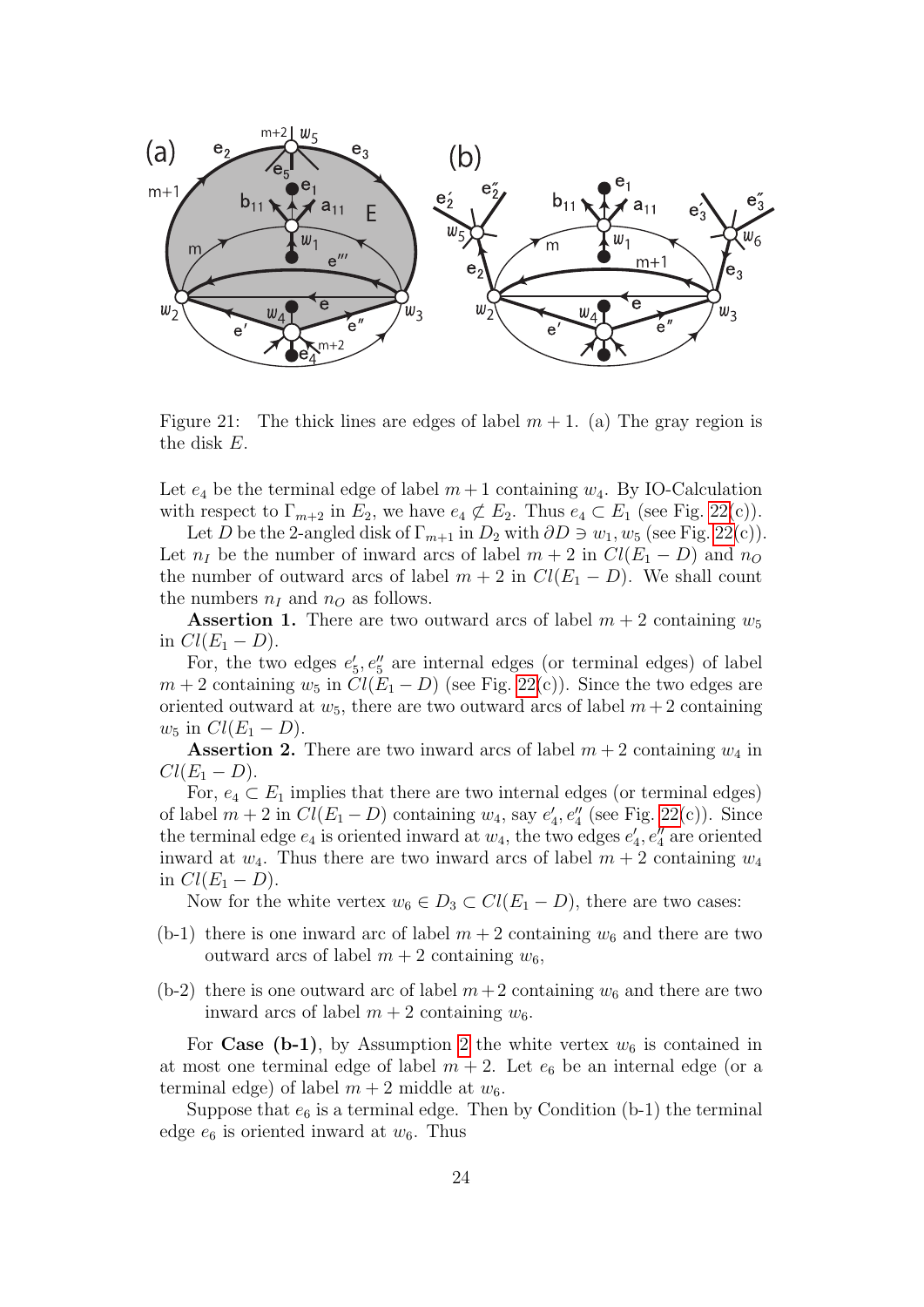Figure 21: The thick lines are edges of label $m+1$. (a) The gray region is the disk $E$.

Let $e_4$ be the terminal edge of label $m+1$ containing $w_4$. By IO-Calculation with respect to $\Gamma_{m+2}$ in $E_2$, we have $e_4 \not\subset E_2$. Thus $e_4 \subset E_1$ (see Fig. 22(c)).

Let $D$ be the 2-angled disk of $\Gamma_{m+1}$ in $D_2$ with $\partial D \ni w_1, w_5$ (see Fig. 22(c)). Let $n_I$ be the number of inward arcs of label $m+2$ in $Cl(E_1 - D)$ and $n_O$ the number of outward arcs of label $m+2$ in $Cl(E_1 - D)$. We shall count the numbers $n_I$ and $n_O$ as follows.

**Assertion 1.** There are two outward arcs of label $m+2$ containing $w_5$ in $Cl(E_1 - D)$.

For, the two edges $e_5', e_5''$ are internal edges (or terminal edges) of label $m+2$ containing $w_5$ in $Cl(E_1 - D)$ (see Fig. 22(c)). Since the two edges are oriented outward at $w_5$, there are two outward arcs of label $m+2$ containing $w_5$ in $Cl(E_1 - D)$.

**Assertion 2.** There are two inward arcs of label $m+2$ containing $w_4$ in $Cl(E_1 - D)$.

For, $e_4 \subset E_1$ implies that there are two internal edges (or terminal edges) of label $m+2$ in $Cl(E_1 - D)$ containing $w_4$, say $e_4', e_4''$ (see Fig. 22(c)). Since the terminal edge $e_4$ is oriented inward at $w_4$, the two edges $e_4', e_4''$ are oriented inward at $w_4$. Thus there are two inward arcs of label $m+2$ containing $w_4$ in $Cl(E_1 - D)$.

Now for the white vertex $w_6 \in D_3 \subset Cl(E_1 - D)$, there are two cases:

(b-1) there is one inward arc of label $m+2$ containing $w_6$ and there are two outward arcs of label $m+2$ containing $w_6$,

(b-2) there is one outward arc of label $m+2$ containing $w_6$ and there are two inward arcs of label $m+2$ containing $w_6$.

For **Case (b-1)**, by Assumption 2 the white vertex $w_6$ is contained in at most one terminal edge of label $m+2$. Let $e_6$ be an internal edge (or a terminal edge) of label $m+2$ middle at $w_6$.

Suppose that $e_6$ is a terminal edge. Then by Condition (b-1) the terminal edge $e_6$ is oriented inward at $w_6$. Thus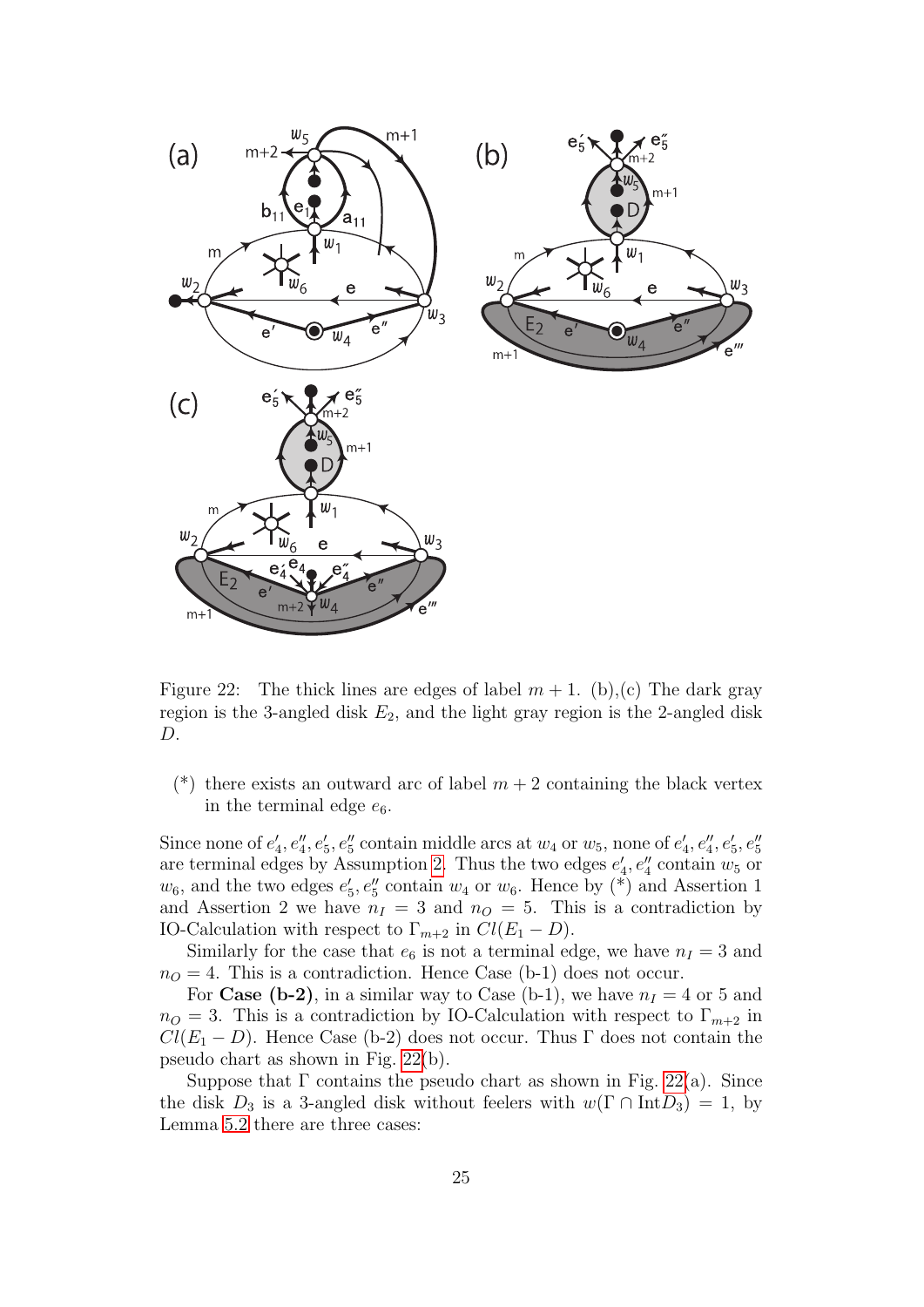Figure 22: The thick lines are edges of label $m+1$. (b),(c) The dark gray region is the 3-angled disk $E_2$, and the light gray region is the 2-angled disk $D$.

(*) there exists an outward arc of label $m+2$ containing the black vertex in the terminal edge $e_6$.

Since none of $e_4', e_4'', e_5', e_5''$ contain middle arcs at $w_4$ or $w_5$, none of $e_4', e_4'', e_5', e_5''$ are terminal edges by Assumption 2. Thus the two edges $e_4', e_4''$ contain $w_5$ or $w_6$, and the two edges $e_5', e_5''$ contain $w_4$ or $w_6$. Hence by (*) and Assertion 1 and Assertion 2 we have $n_I = 3$ and $n_O = 5$. This is a contradiction by IO-Calculation with respect to $\Gamma_{m+2}$ in $Cl(E_1 - D)$.

Similarly for the case that $e_6$ is not a terminal edge, we have $n_I = 3$ and $n_O = 4$. This is a contradiction. Hence Case (b-1) does not occur.

For **Case (b-2)**, in a similar way to Case (b-1), we have $n_I = 4$ or 5 and $n_O = 3$. This is a contradiction by IO-Calculation with respect to $\Gamma_{m+2}$ in $Cl(E_1 - D)$. Hence Case (b-2) does not occur. Thus $\Gamma$ does not contain the pseudo chart as shown in Fig. 22(b).

Suppose that $\Gamma$ contains the pseudo chart as shown in Fig. 22(a). Since the disk $D_3$ is a 3-angled disk without feelers with $w(\Gamma \cap \text{Int}D_3) = 1$, by Lemma 5.2 there are three cases: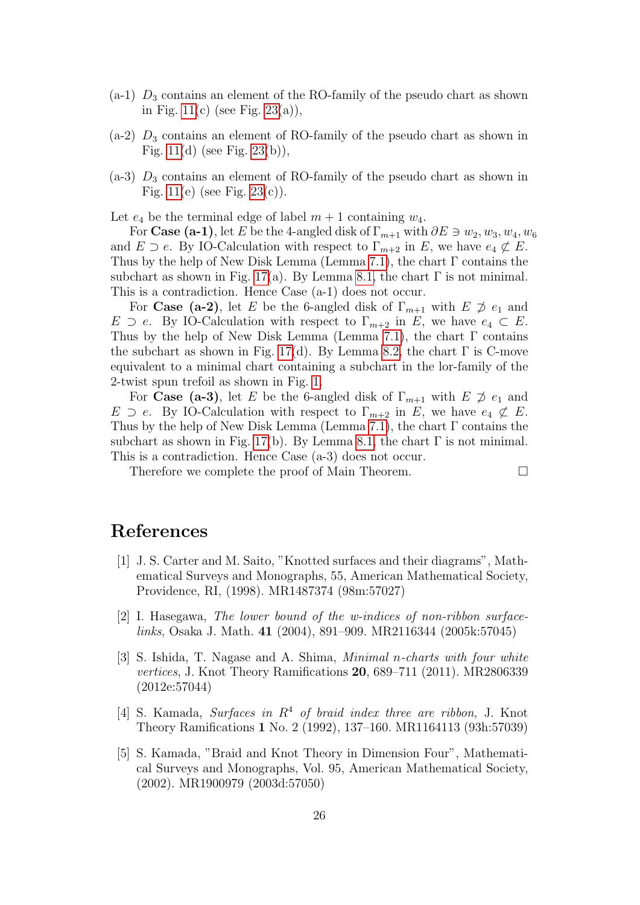(a-1) $D_3$ contains an element of the RO-family of the pseudo chart as shown in Fig. 11(c) (see Fig. 23(a)),

(a-2) $D_3$ contains an element of RO-family of the pseudo chart as shown in Fig. 11(d) (see Fig. 23(b)),

(a-3) $D_3$ contains an element of RO-family of the pseudo chart as shown in Fig. 11(e) (see Fig. 23(c)).

Let $e_4$ be the terminal edge of label $m+1$ containing $w_4$.

For **Case (a-1)**, let $E$ be the 4-angled disk of $\Gamma_{m+1}$ with $\partial E \ni w_2, w_3, w_4, w_6$ and $E \supset e$. By IO-Calculation with respect to $\Gamma_{m+2}$ in $E$, we have $e_4 \not\subset E$. Thus by the help of New Disk Lemma (Lemma 7.1), the chart $\Gamma$ contains the subchart as shown in Fig. 17(a). By Lemma 8.1, the chart $\Gamma$ is not minimal. This is a contradiction. Hence Case (a-1) does not occur.

For **Case (a-2)**, let $E$ be the 6-angled disk of $\Gamma_{m+1}$ with $E \not\supset e_1$ and $E \supset e$. By IO-Calculation with respect to $\Gamma_{m+2}$ in $E$, we have $e_4 \subset E$. Thus by the help of New Disk Lemma (Lemma 7.1), the chart $\Gamma$ contains the subchart as shown in Fig. 17(d). By Lemma 8.2, the chart $\Gamma$ is C-move equivalent to a minimal chart containing a subchart in the lor-family of the 2-twist spun trefoil as shown in Fig. 1.

For **Case (a-3)**, let $E$ be the 6-angled disk of $\Gamma_{m+1}$ with $E \not\supset e_1$ and $E \supset e$. By IO-Calculation with respect to $\Gamma_{m+2}$ in $E$, we have $e_4 \not\subset E$. Thus by the help of New Disk Lemma (Lemma 7.1), the chart $\Gamma$ contains the subchart as shown in Fig. 17(b). By Lemma 8.1, the chart $\Gamma$ is not minimal. This is a contradiction. Hence Case (a-3) does not occur.

Therefore we complete the proof of Main Theorem. □

# References

[1] J. S. Carter and M. Saito, "Knotted surfaces and their diagrams", Mathematical Surveys and Monographs, 55, American Mathematical Society, Providence, RI, (1998). MR1487374 (98m:57027)

[2] I. Hasegawa, *The lower bound of the w-indices of non-ribbon surface-links*, Osaka J. Math. **41** (2004), 891–909. MR2116344 (2005k:57045)

[3] S. Ishida, T. Nagase and A. Shima, *Minimal n-charts with four white vertices*, J. Knot Theory Ramifications **20**, 689–711 (2011). MR2806339 (2012e:57044)

[4] S. Kamada, *Surfaces in $R^4$ of braid index three are ribbon*, J. Knot Theory Ramifications **1** No. 2 (1992), 137–160. MR1164113 (93h:57039)

[5] S. Kamada, "Braid and Knot Theory in Dimension Four", Mathematical Surveys and Monographs, Vol. 95, American Mathematical Society, (2002). MR1900979 (2003d:57050)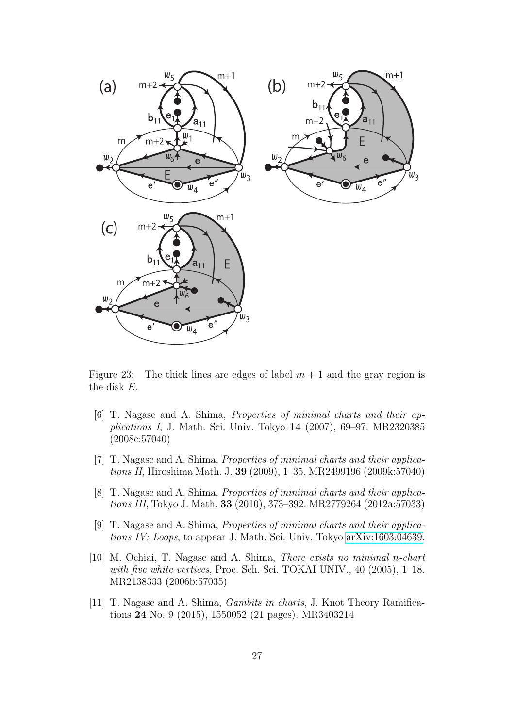Figure 23: The thick lines are edges of label $m + 1$ and the gray region is the disk $E$.

[6] T. Nagase and A. Shima, *Properties of minimal charts and their applications I*, J. Math. Sci. Univ. Tokyo **14** (2007), 69–97. MR2320385 (2008c:57040)

[7] T. Nagase and A. Shima, *Properties of minimal charts and their applications II*, Hiroshima Math. J. **39** (2009), 1–35. MR2499196 (2009k:57040)

[8] T. Nagase and A. Shima, *Properties of minimal charts and their applications III*, Tokyo J. Math. **33** (2010), 373–392. MR2779264 (2012a:57033)

[9] T. Nagase and A. Shima, *Properties of minimal charts and their applications IV: Loops*, to appear J. Math. Sci. Univ. Tokyo arXiv:1603.04639.

[10] M. Ochiai, T. Nagase and A. Shima, *There exists no minimal n-chart with five white vertices*, Proc. Sch. Sci. TOKAI UNIV., 40 (2005), 1–18. MR2138333 (2006b:57035)

[11] T. Nagase and A. Shima, *Gambits in charts*, J. Knot Theory Ramifications **24** No. 9 (2015), 1550052 (21 pages). MR3403214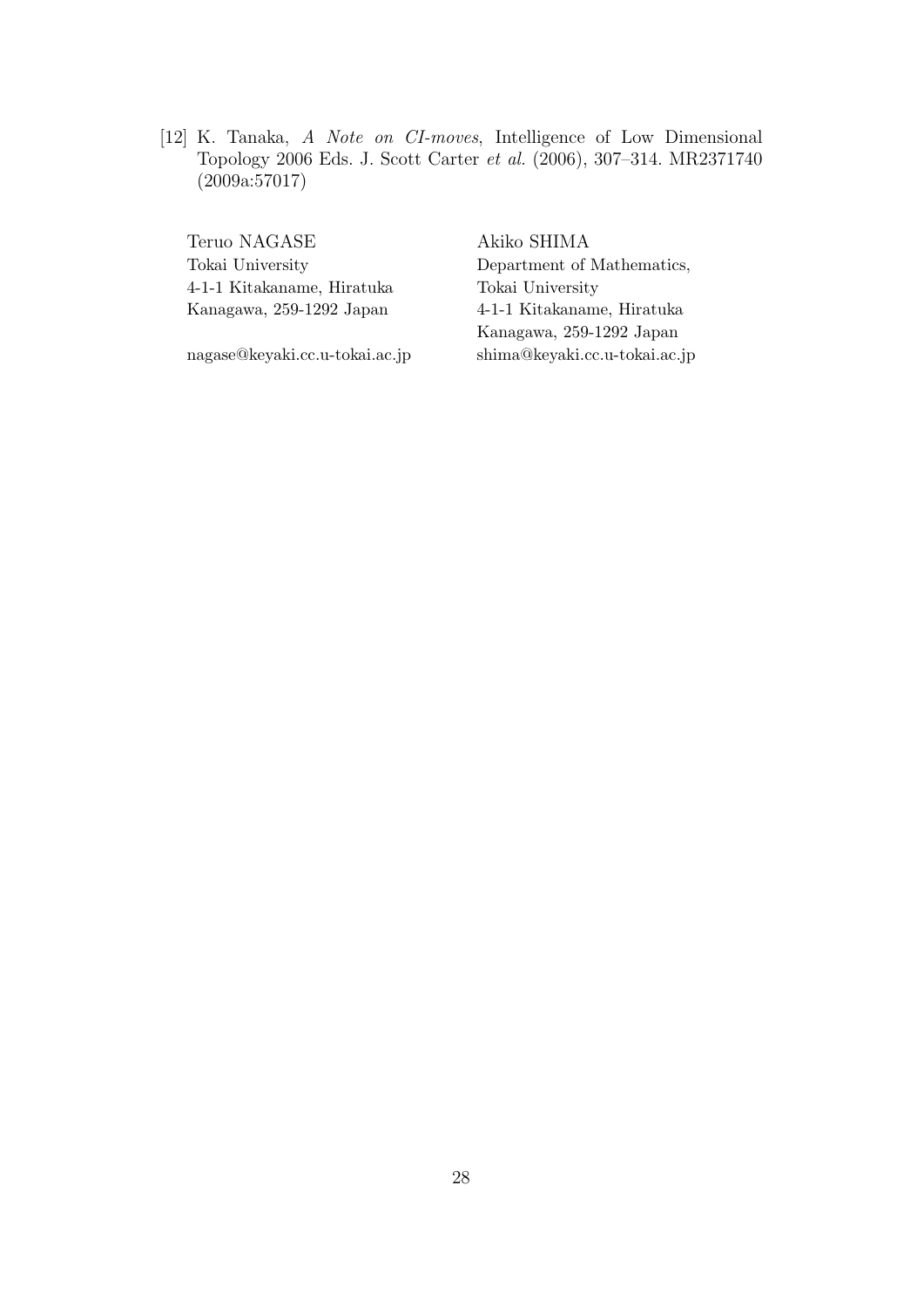[12] K. Tanaka, *A Note on CI-moves*, Intelligence of Low Dimensional Topology 2006 Eds. J. Scott Carter *et al.* (2006), 307–314. MR2371740 (2009a:57017)

Teruo NAGASE
Tokai University
4-1-1 Kitakaname, Hiratuka
Kanagawa, 259-1292 Japan

nagase@keyaki.cc.u-tokai.ac.jp

Akiko SHIMA
Department of Mathematics,
Tokai University
4-1-1 Kitakaname, Hiratuka
Kanagawa, 259-1292 Japan
shima@keyaki.cc.u-tokai.ac.jp